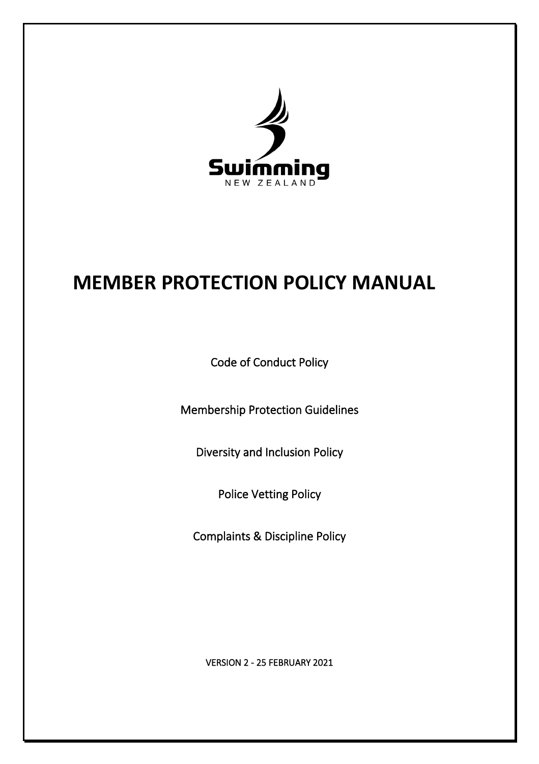Swimming
NEW ZEALAND

# MEMBER PROTECTION POLICY MANUAL

Code of Conduct Policy

Membership Protection Guidelines

Diversity and Inclusion Policy

Police Vetting Policy

Complaints & Discipline Policy

VERSION 2 - 25 FEBRUARY 2021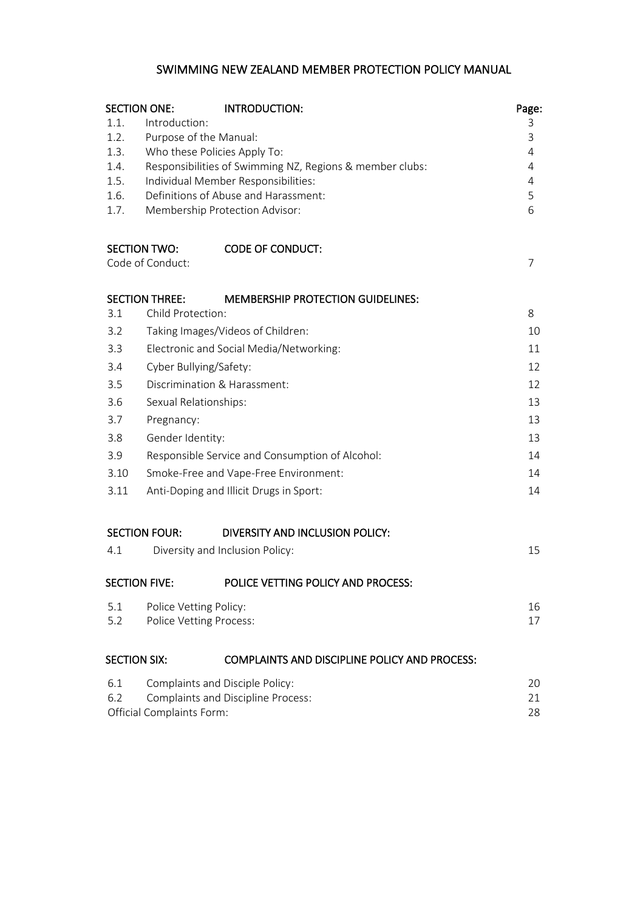# SWIMMING NEW ZEALAND MEMBER PROTECTION POLICY MANUAL

| SECTION ONE: | INTRODUCTION: | Page: |
|---|---|---|
| 1.1. | Introduction: | 3 |
| 1.2. | Purpose of the Manual: | 3 |
| 1.3. | Who these Policies Apply To: | 4 |
| 1.4. | Responsibilities of Swimming NZ, Regions & member clubs: | 4 |
| 1.5. | Individual Member Responsibilities: | 4 |
| 1.6. | Definitions of Abuse and Harassment: | 5 |
| 1.7. | Membership Protection Advisor: | 6 |
| **SECTION TWO:** | **CODE OF CONDUCT:** | |
| Code of Conduct: | | 7 |
| **SECTION THREE:** | **MEMBERSHIP PROTECTION GUIDELINES:** | |
| 3.1 | Child Protection: | 8 |
| 3.2 | Taking Images/Videos of Children: | 10 |
| 3.3 | Electronic and Social Media/Networking: | 11 |
| 3.4 | Cyber Bullying/Safety: | 12 |
| 3.5 | Discrimination & Harassment: | 12 |
| 3.6 | Sexual Relationships: | 13 |
| 3.7 | Pregnancy: | 13 |
| 3.8 | Gender Identity: | 13 |
| 3.9 | Responsible Service and Consumption of Alcohol: | 14 |
| 3.10 | Smoke-Free and Vape-Free Environment: | 14 |
| 3.11 | Anti-Doping and Illicit Drugs in Sport: | 14 |
| **SECTION FOUR:** | **DIVERSITY AND INCLUSION POLICY:** | |
| 4.1 | Diversity and Inclusion Policy: | 15 |
| **SECTION FIVE:** | **POLICE VETTING POLICY AND PROCESS:** | |
| 5.1 | Police Vetting Policy: | 16 |
| 5.2 | Police Vetting Process: | 17 |
| **SECTION SIX:** | **COMPLAINTS AND DISCIPLINE POLICY AND PROCESS:** | |
| 6.1 | Complaints and Disciple Policy: | 20 |
| 6.2 | Complaints and Discipline Process: | 21 |
| Official Complaints Form: | | 28 |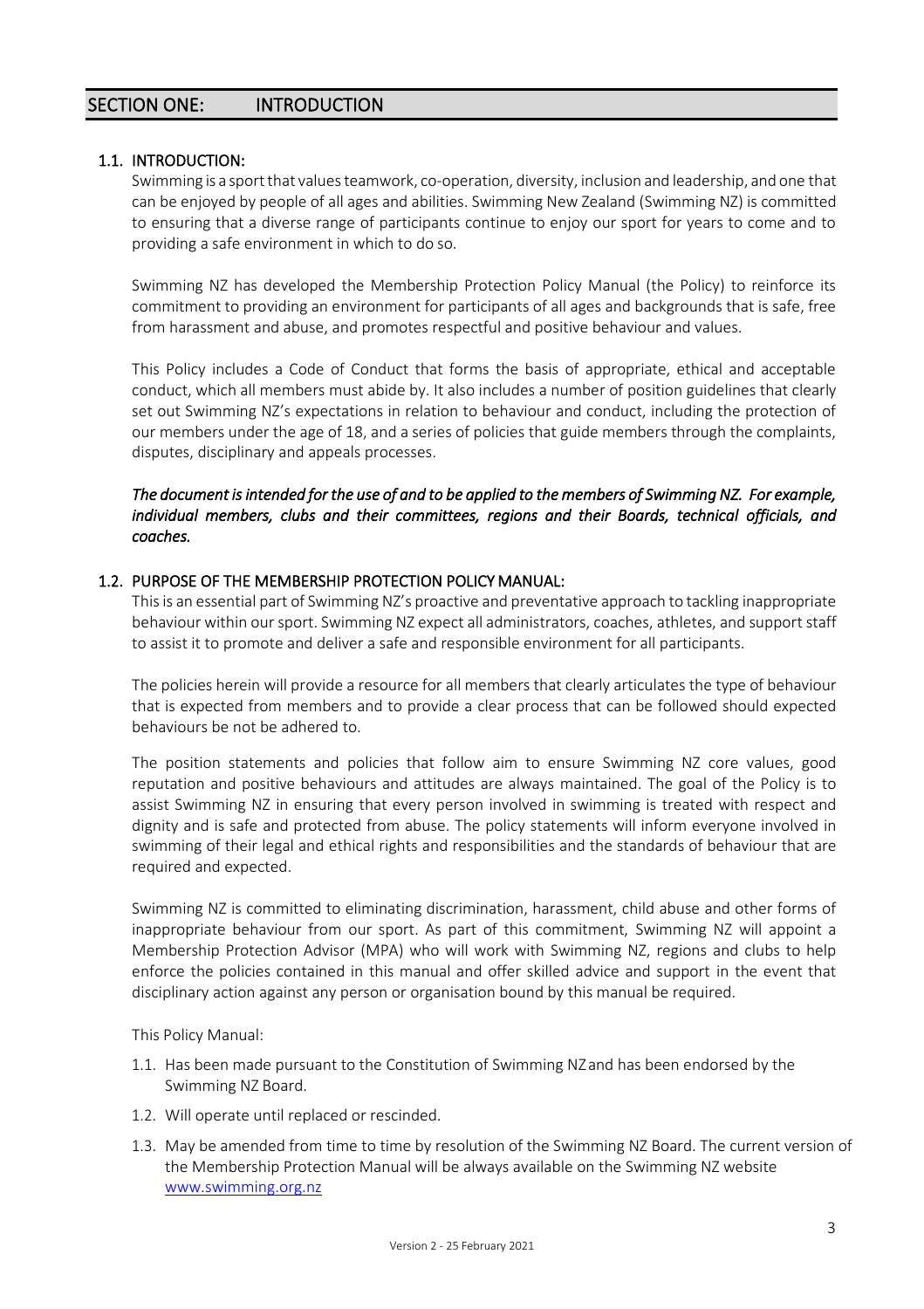# SECTION ONE: INTRODUCTION

## 1.1. INTRODUCTION:

Swimming is a sport that values teamwork, co-operation, diversity, inclusion and leadership, and one that can be enjoyed by people of all ages and abilities. Swimming New Zealand (Swimming NZ) is committed to ensuring that a diverse range of participants continue to enjoy our sport for years to come and to providing a safe environment in which to do so.

Swimming NZ has developed the Membership Protection Policy Manual (the Policy) to reinforce its commitment to providing an environment for participants of all ages and backgrounds that is safe, free from harassment and abuse, and promotes respectful and positive behaviour and values.

This Policy includes a Code of Conduct that forms the basis of appropriate, ethical and acceptable conduct, which all members must abide by. It also includes a number of position guidelines that clearly set out Swimming NZ's expectations in relation to behaviour and conduct, including the protection of our members under the age of 18, and a series of policies that guide members through the complaints, disputes, disciplinary and appeals processes.

*The document is intended for the use of and to be applied to the members of Swimming NZ. For example, individual members, clubs and their committees, regions and their Boards, technical officials, and coaches.*

## 1.2. PURPOSE OF THE MEMBERSHIP PROTECTION POLICY MANUAL:

This is an essential part of Swimming NZ's proactive and preventative approach to tackling inappropriate behaviour within our sport. Swimming NZ expect all administrators, coaches, athletes, and support staff to assist it to promote and deliver a safe and responsible environment for all participants.

The policies herein will provide a resource for all members that clearly articulates the type of behaviour that is expected from members and to provide a clear process that can be followed should expected behaviours be not be adhered to.

The position statements and policies that follow aim to ensure Swimming NZ core values, good reputation and positive behaviours and attitudes are always maintained. The goal of the Policy is to assist Swimming NZ in ensuring that every person involved in swimming is treated with respect and dignity and is safe and protected from abuse. The policy statements will inform everyone involved in swimming of their legal and ethical rights and responsibilities and the standards of behaviour that are required and expected.

Swimming NZ is committed to eliminating discrimination, harassment, child abuse and other forms of inappropriate behaviour from our sport. As part of this commitment, Swimming NZ will appoint a Membership Protection Advisor (MPA) who will work with Swimming NZ, regions and clubs to help enforce the policies contained in this manual and offer skilled advice and support in the event that disciplinary action against any person or organisation bound by this manual be required.

This Policy Manual:

1.1. Has been made pursuant to the Constitution of Swimming NZ and has been endorsed by the Swimming NZ Board.

1.2. Will operate until replaced or rescinded.

1.3. May be amended from time to time by resolution of the Swimming NZ Board. The current version of the Membership Protection Manual will be always available on the Swimming NZ website www.swimming.org.nz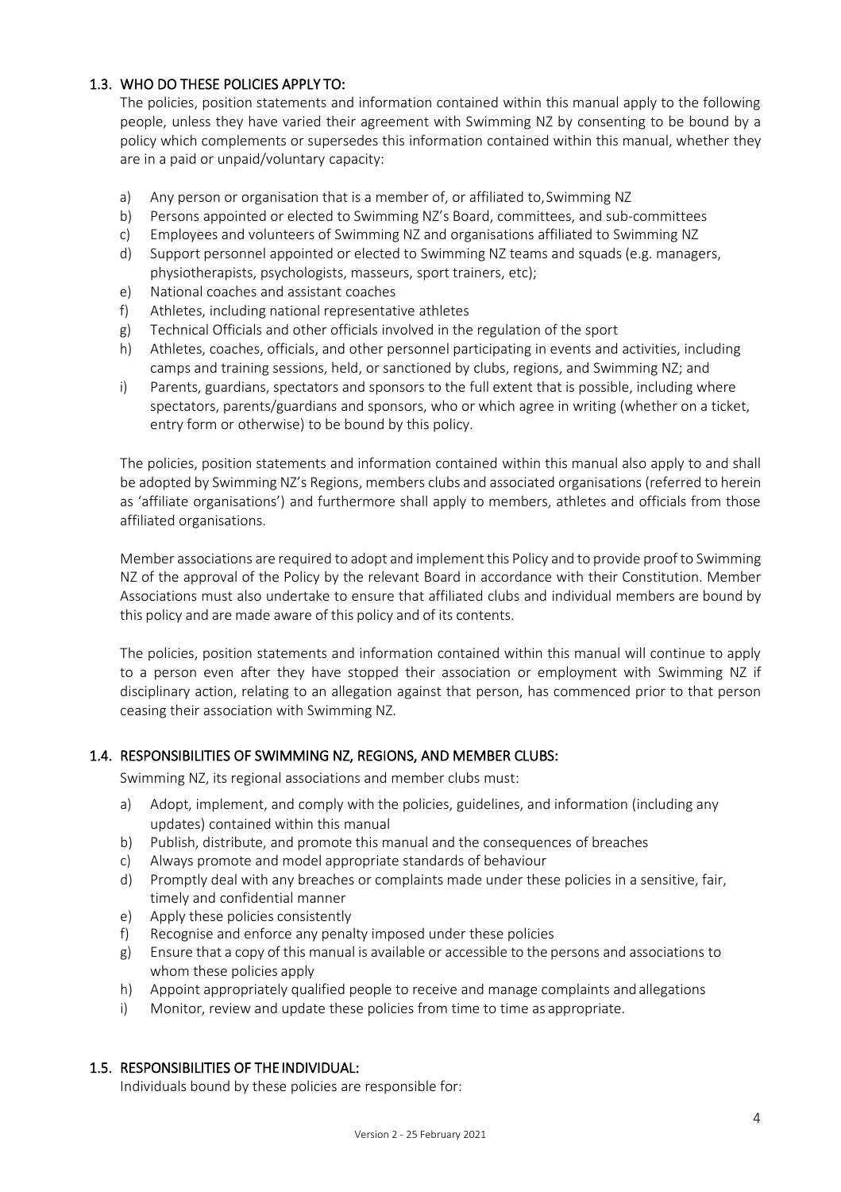### 1.3. WHO DO THESE POLICIES APPLY TO:

The policies, position statements and information contained within this manual apply to the following people, unless they have varied their agreement with Swimming NZ by consenting to be bound by a policy which complements or supersedes this information contained within this manual, whether they are in a paid or unpaid/voluntary capacity:

a) Any person or organisation that is a member of, or affiliated to, Swimming NZ
b) Persons appointed or elected to Swimming NZ's Board, committees, and sub-committees
c) Employees and volunteers of Swimming NZ and organisations affiliated to Swimming NZ
d) Support personnel appointed or elected to Swimming NZ teams and squads (e.g. managers, physiotherapists, psychologists, masseurs, sport trainers, etc);
e) National coaches and assistant coaches
f) Athletes, including national representative athletes
g) Technical Officials and other officials involved in the regulation of the sport
h) Athletes, coaches, officials, and other personnel participating in events and activities, including camps and training sessions, held, or sanctioned by clubs, regions, and Swimming NZ; and
i) Parents, guardians, spectators and sponsors to the full extent that is possible, including where spectators, parents/guardians and sponsors, who or which agree in writing (whether on a ticket, entry form or otherwise) to be bound by this policy.

The policies, position statements and information contained within this manual also apply to and shall be adopted by Swimming NZ's Regions, members clubs and associated organisations (referred to herein as 'affiliate organisations') and furthermore shall apply to members, athletes and officials from those affiliated organisations.

Member associations are required to adopt and implement this Policy and to provide proof to Swimming NZ of the approval of the Policy by the relevant Board in accordance with their Constitution. Member Associations must also undertake to ensure that affiliated clubs and individual members are bound by this policy and are made aware of this policy and of its contents.

The policies, position statements and information contained within this manual will continue to apply to a person even after they have stopped their association or employment with Swimming NZ if disciplinary action, relating to an allegation against that person, has commenced prior to that person ceasing their association with Swimming NZ.

### 1.4. RESPONSIBILITIES OF SWIMMING NZ, REGIONS, AND MEMBER CLUBS:

Swimming NZ, its regional associations and member clubs must:

a) Adopt, implement, and comply with the policies, guidelines, and information (including any updates) contained within this manual
b) Publish, distribute, and promote this manual and the consequences of breaches
c) Always promote and model appropriate standards of behaviour
d) Promptly deal with any breaches or complaints made under these policies in a sensitive, fair, timely and confidential manner
e) Apply these policies consistently
f) Recognise and enforce any penalty imposed under these policies
g) Ensure that a copy of this manual is available or accessible to the persons and associations to whom these policies apply
h) Appoint appropriately qualified people to receive and manage complaints and allegations
i) Monitor, review and update these policies from time to time as appropriate.

### 1.5. RESPONSIBILITIES OF THE INDIVIDUAL:

Individuals bound by these policies are responsible for: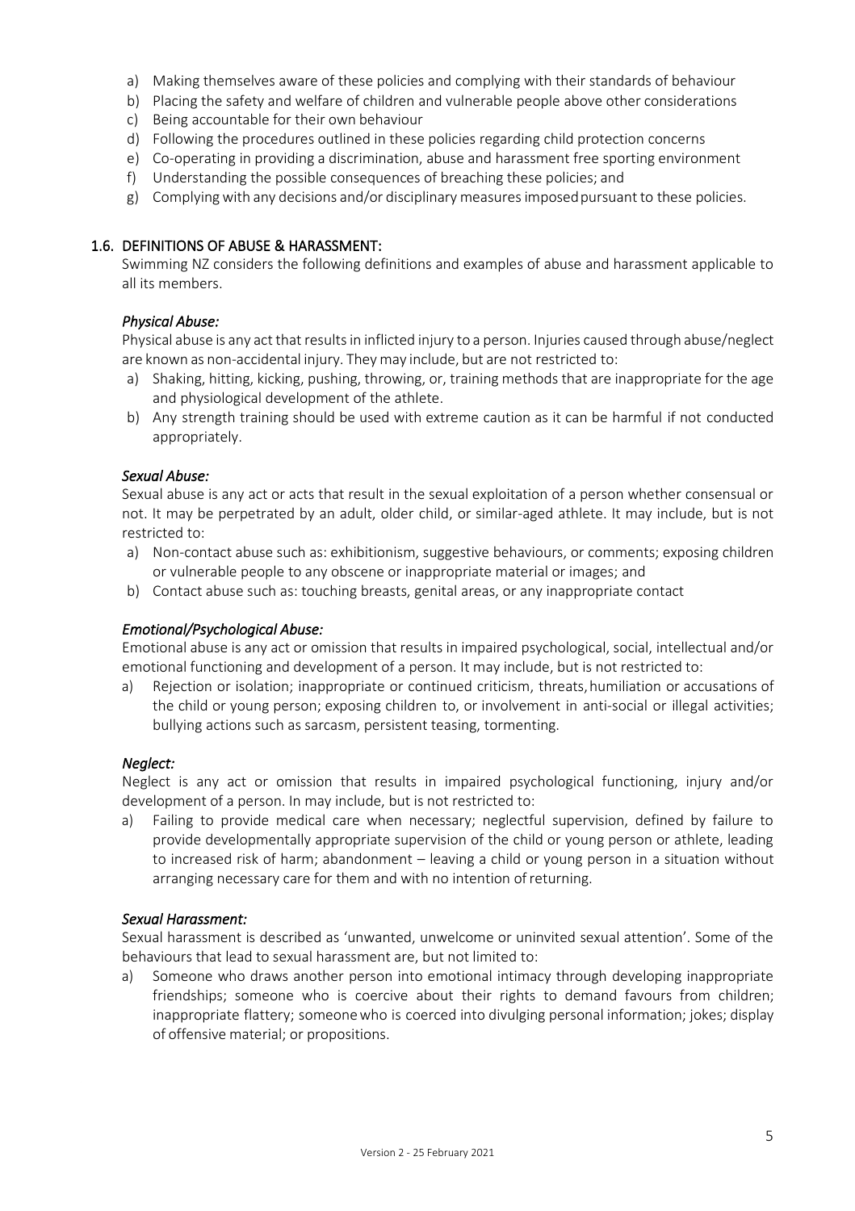a) Making themselves aware of these policies and complying with their standards of behaviour
b) Placing the safety and welfare of children and vulnerable people above other considerations
c) Being accountable for their own behaviour
d) Following the procedures outlined in these policies regarding child protection concerns
e) Co-operating in providing a discrimination, abuse and harassment free sporting environment
f) Understanding the possible consequences of breaching these policies; and
g) Complying with any decisions and/or disciplinary measures imposed pursuant to these policies.

### 1.6. DEFINITIONS OF ABUSE & HARASSMENT:

Swimming NZ considers the following definitions and examples of abuse and harassment applicable to all its members.

***Physical Abuse:***

Physical abuse is any act that results in inflicted injury to a person. Injuries caused through abuse/neglect are known as non-accidental injury. They may include, but are not restricted to:

a) Shaking, hitting, kicking, pushing, throwing, or, training methods that are inappropriate for the age and physiological development of the athlete.
b) Any strength training should be used with extreme caution as it can be harmful if not conducted appropriately.

***Sexual Abuse:***

Sexual abuse is any act or acts that result in the sexual exploitation of a person whether consensual or not. It may be perpetrated by an adult, older child, or similar-aged athlete. It may include, but is not restricted to:

a) Non-contact abuse such as: exhibitionism, suggestive behaviours, or comments; exposing children or vulnerable people to any obscene or inappropriate material or images; and
b) Contact abuse such as: touching breasts, genital areas, or any inappropriate contact

***Emotional/Psychological Abuse:***

Emotional abuse is any act or omission that results in impaired psychological, social, intellectual and/or emotional functioning and development of a person. It may include, but is not restricted to:

a) Rejection or isolation; inappropriate or continued criticism, threats, humiliation or accusations of the child or young person; exposing children to, or involvement in anti-social or illegal activities; bullying actions such as sarcasm, persistent teasing, tormenting.

***Neglect:***

Neglect is any act or omission that results in impaired psychological functioning, injury and/or development of a person. In may include, but is not restricted to:

a) Failing to provide medical care when necessary; neglectful supervision, defined by failure to provide developmentally appropriate supervision of the child or young person or athlete, leading to increased risk of harm; abandonment – leaving a child or young person in a situation without arranging necessary care for them and with no intention of returning.

***Sexual Harassment:***

Sexual harassment is described as 'unwanted, unwelcome or uninvited sexual attention'. Some of the behaviours that lead to sexual harassment are, but not limited to:

a) Someone who draws another person into emotional intimacy through developing inappropriate friendships; someone who is coercive about their rights to demand favours from children; inappropriate flattery; someone who is coerced into divulging personal information; jokes; display of offensive material; or propositions.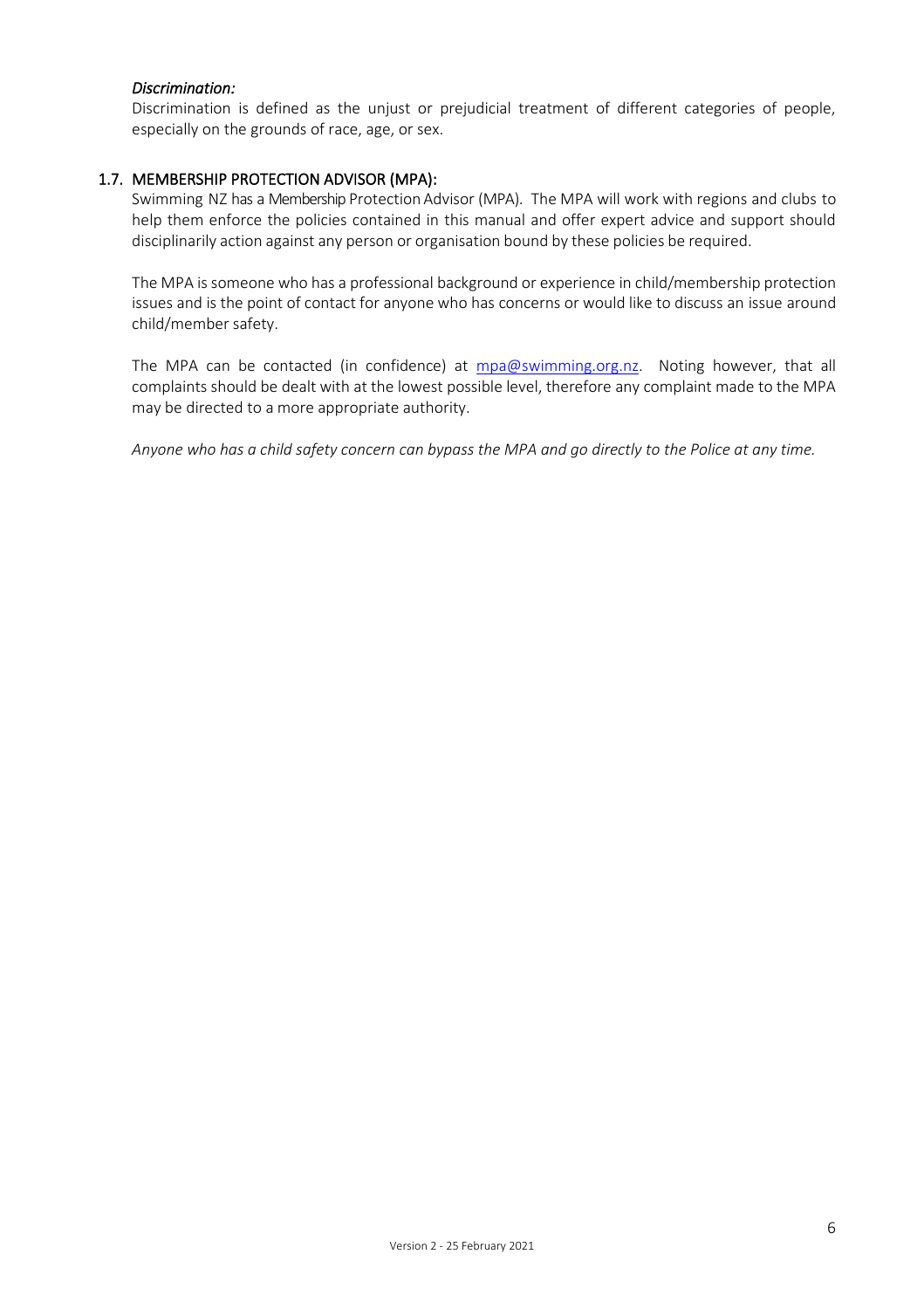*Discrimination:*

Discrimination is defined as the unjust or prejudicial treatment of different categories of people, especially on the grounds of race, age, or sex.

### 1.7. MEMBERSHIP PROTECTION ADVISOR (MPA):

Swimming NZ has a Membership Protection Advisor (MPA). The MPA will work with regions and clubs to help them enforce the policies contained in this manual and offer expert advice and support should disciplinarily action against any person or organisation bound by these policies be required.

The MPA is someone who has a professional background or experience in child/membership protection issues and is the point of contact for anyone who has concerns or would like to discuss an issue around child/member safety.

The MPA can be contacted (in confidence) at mpa@swimming.org.nz. Noting however, that all complaints should be dealt with at the lowest possible level, therefore any complaint made to the MPA may be directed to a more appropriate authority.

*Anyone who has a child safety concern can bypass the MPA and go directly to the Police at any time.*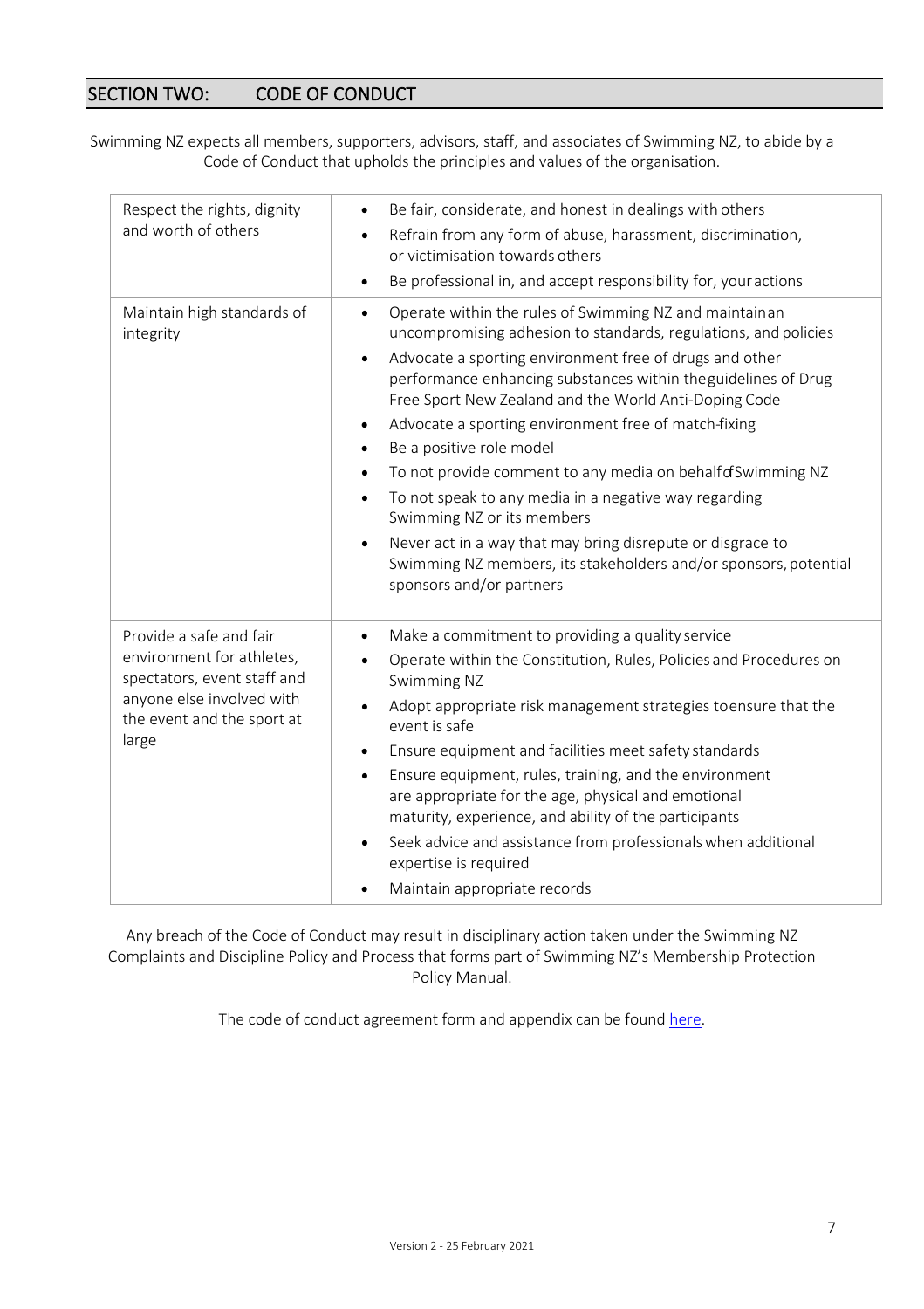## SECTION TWO: CODE OF CONDUCT

Swimming NZ expects all members, supporters, advisors, staff, and associates of Swimming NZ, to abide by a Code of Conduct that upholds the principles and values of the organisation.

| | |
|---|---|
| Respect the rights, dignity and worth of others | • Be fair, considerate, and honest in dealings with others<br>• Refrain from any form of abuse, harassment, discrimination, or victimisation towards others<br>• Be professional in, and accept responsibility for, your actions |
| Maintain high standards of integrity | • Operate within the rules of Swimming NZ and maintain an uncompromising adhesion to standards, regulations, and policies<br>• Advocate a sporting environment free of drugs and other performance enhancing substances within the guidelines of Drug Free Sport New Zealand and the World Anti-Doping Code<br>• Advocate a sporting environment free of match-fixing<br>• Be a positive role model<br>• To not provide comment to any media on behalf of Swimming NZ<br>• To not speak to any media in a negative way regarding Swimming NZ or its members<br>• Never act in a way that may bring disrepute or disgrace to Swimming NZ members, its stakeholders and/or sponsors, potential sponsors and/or partners |
| Provide a safe and fair environment for athletes, spectators, event staff and anyone else involved with the event and the sport at large | • Make a commitment to providing a quality service<br>• Operate within the Constitution, Rules, Policies and Procedures on Swimming NZ<br>• Adopt appropriate risk management strategies to ensure that the event is safe<br>• Ensure equipment and facilities meet safety standards<br>• Ensure equipment, rules, training, and the environment are appropriate for the age, physical and emotional maturity, experience, and ability of the participants<br>• Seek advice and assistance from professionals when additional expertise is required<br>• Maintain appropriate records |

Any breach of the Code of Conduct may result in disciplinary action taken under the Swimming NZ Complaints and Discipline Policy and Process that forms part of Swimming NZ's Membership Protection Policy Manual.

The code of conduct agreement form and appendix can be found here.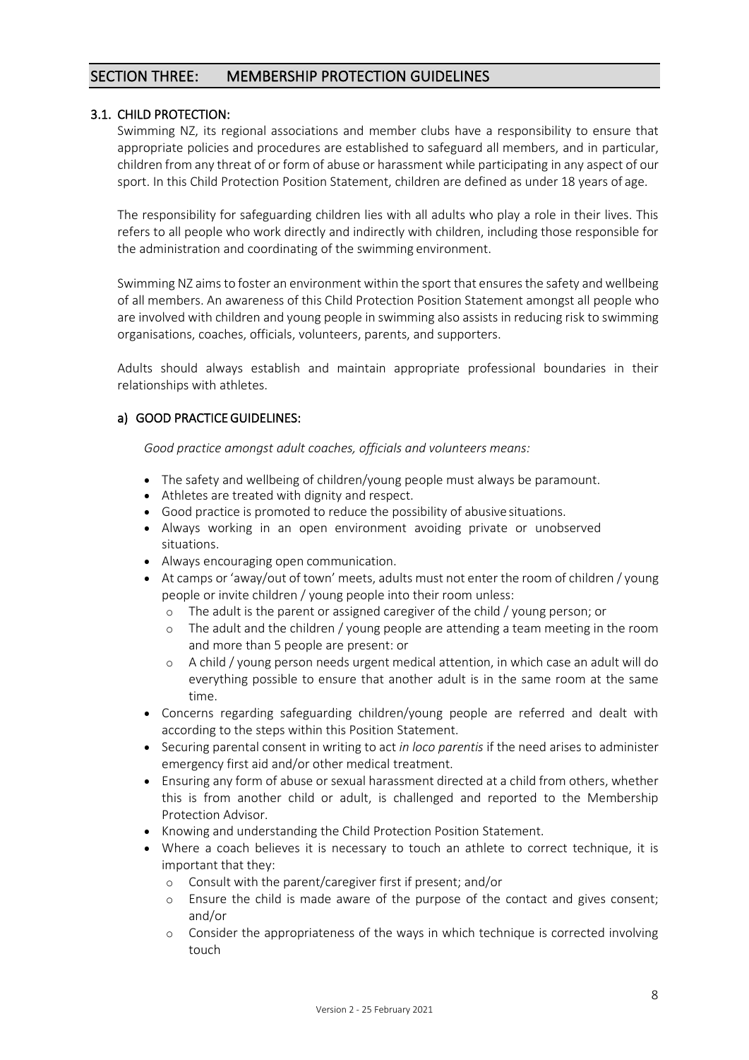## SECTION THREE: MEMBERSHIP PROTECTION GUIDELINES

### 3.1. CHILD PROTECTION:

Swimming NZ, its regional associations and member clubs have a responsibility to ensure that appropriate policies and procedures are established to safeguard all members, and in particular, children from any threat of or form of abuse or harassment while participating in any aspect of our sport. In this Child Protection Position Statement, children are defined as under 18 years of age.

The responsibility for safeguarding children lies with all adults who play a role in their lives. This refers to all people who work directly and indirectly with children, including those responsible for the administration and coordinating of the swimming environment.

Swimming NZ aims to foster an environment within the sport that ensures the safety and wellbeing of all members. An awareness of this Child Protection Position Statement amongst all people who are involved with children and young people in swimming also assists in reducing risk to swimming organisations, coaches, officials, volunteers, parents, and supporters.

Adults should always establish and maintain appropriate professional boundaries in their relationships with athletes.

#### a) GOOD PRACTICE GUIDELINES:

*Good practice amongst adult coaches, officials and volunteers means:*

- The safety and wellbeing of children/young people must always be paramount.
- Athletes are treated with dignity and respect.
- Good practice is promoted to reduce the possibility of abusive situations.
- Always working in an open environment avoiding private or unobserved situations.
- Always encouraging open communication.
- At camps or 'away/out of town' meets, adults must not enter the room of children / young people or invite children / young people into their room unless:
  - The adult is the parent or assigned caregiver of the child / young person; or
  - The adult and the children / young people are attending a team meeting in the room and more than 5 people are present: or
  - A child / young person needs urgent medical attention, in which case an adult will do everything possible to ensure that another adult is in the same room at the same time.
- Concerns regarding safeguarding children/young people are referred and dealt with according to the steps within this Position Statement.
- Securing parental consent in writing to act *in loco parentis* if the need arises to administer emergency first aid and/or other medical treatment.
- Ensuring any form of abuse or sexual harassment directed at a child from others, whether this is from another child or adult, is challenged and reported to the Membership Protection Advisor.
- Knowing and understanding the Child Protection Position Statement.
- Where a coach believes it is necessary to touch an athlete to correct technique, it is important that they:
  - Consult with the parent/caregiver first if present; and/or
  - Ensure the child is made aware of the purpose of the contact and gives consent; and/or
  - Consider the appropriateness of the ways in which technique is corrected involving touch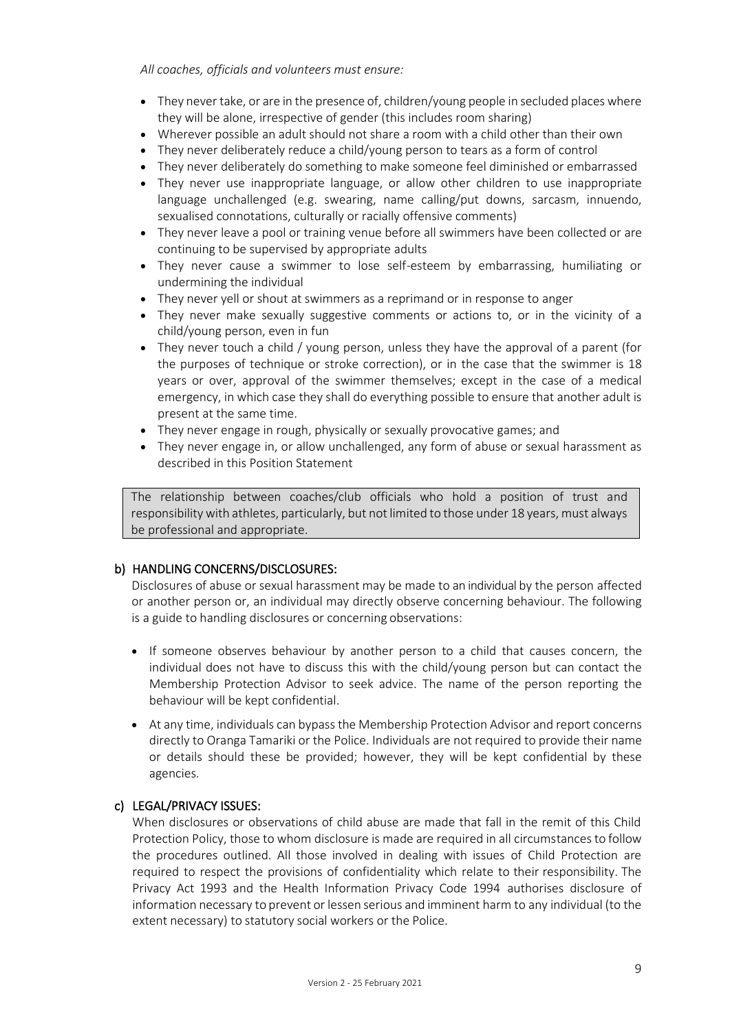*All coaches, officials and volunteers must ensure:*

- They never take, or are in the presence of, children/young people in secluded places where they will be alone, irrespective of gender (this includes room sharing)
- Wherever possible an adult should not share a room with a child other than their own
- They never deliberately reduce a child/young person to tears as a form of control
- They never deliberately do something to make someone feel diminished or embarrassed
- They never use inappropriate language, or allow other children to use inappropriate language unchallenged (e.g. swearing, name calling/put downs, sarcasm, innuendo, sexualised connotations, culturally or racially offensive comments)
- They never leave a pool or training venue before all swimmers have been collected or are continuing to be supervised by appropriate adults
- They never cause a swimmer to lose self-esteem by embarrassing, humiliating or undermining the individual
- They never yell or shout at swimmers as a reprimand or in response to anger
- They never make sexually suggestive comments or actions to, or in the vicinity of a child/young person, even in fun
- They never touch a child / young person, unless they have the approval of a parent (for the purposes of technique or stroke correction), or in the case that the swimmer is 18 years or over, approval of the swimmer themselves; except in the case of a medical emergency, in which case they shall do everything possible to ensure that another adult is present at the same time.
- They never engage in rough, physically or sexually provocative games; and
- They never engage in, or allow unchallenged, any form of abuse or sexual harassment as described in this Position Statement

> The relationship between coaches/club officials who hold a position of trust and responsibility with athletes, particularly, but not limited to those under 18 years, must always be professional and appropriate.

### b) HANDLING CONCERNS/DISCLOSURES:

Disclosures of abuse or sexual harassment may be made to an individual by the person affected or another person or, an individual may directly observe concerning behaviour. The following is a guide to handling disclosures or concerning observations:

- If someone observes behaviour by another person to a child that causes concern, the individual does not have to discuss this with the child/young person but can contact the Membership Protection Advisor to seek advice. The name of the person reporting the behaviour will be kept confidential.
- At any time, individuals can bypass the Membership Protection Advisor and report concerns directly to Oranga Tamariki or the Police. Individuals are not required to provide their name or details should these be provided; however, they will be kept confidential by these agencies.

### c) LEGAL/PRIVACY ISSUES:

When disclosures or observations of child abuse are made that fall in the remit of this Child Protection Policy, those to whom disclosure is made are required in all circumstances to follow the procedures outlined. All those involved in dealing with issues of Child Protection are required to respect the provisions of confidentiality which relate to their responsibility. The Privacy Act 1993 and the Health Information Privacy Code 1994 authorises disclosure of information necessary to prevent or lessen serious and imminent harm to any individual (to the extent necessary) to statutory social workers or the Police.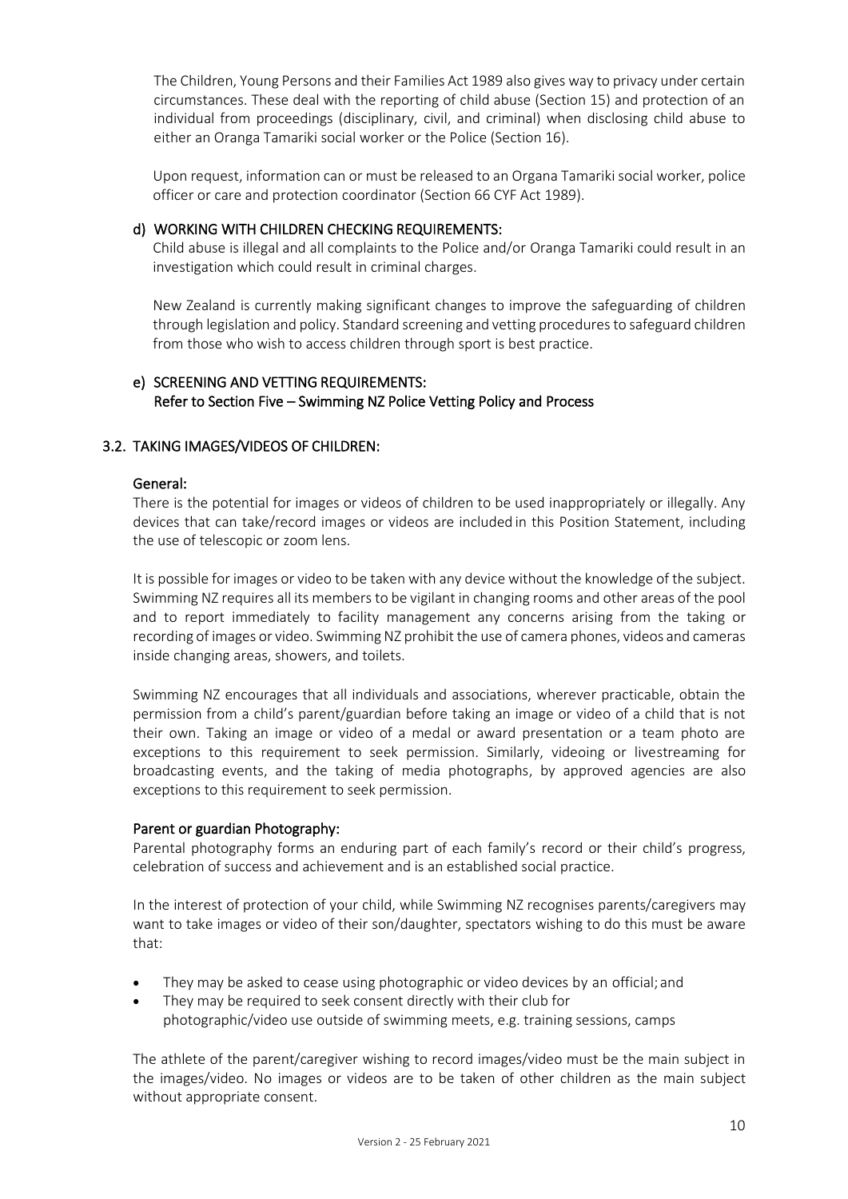The Children, Young Persons and their Families Act 1989 also gives way to privacy under certain circumstances. These deal with the reporting of child abuse (Section 15) and protection of an individual from proceedings (disciplinary, civil, and criminal) when disclosing child abuse to either an Oranga Tamariki social worker or the Police (Section 16).

Upon request, information can or must be released to an Organa Tamariki social worker, police officer or care and protection coordinator (Section 66 CYF Act 1989).

#### d) WORKING WITH CHILDREN CHECKING REQUIREMENTS:

Child abuse is illegal and all complaints to the Police and/or Oranga Tamariki could result in an investigation which could result in criminal charges.

New Zealand is currently making significant changes to improve the safeguarding of children through legislation and policy. Standard screening and vetting procedures to safeguard children from those who wish to access children through sport is best practice.

#### e) SCREENING AND VETTING REQUIREMENTS:

Refer to Section Five – Swimming NZ Police Vetting Policy and Process

### 3.2. TAKING IMAGES/VIDEOS OF CHILDREN:

#### General:

There is the potential for images or videos of children to be used inappropriately or illegally. Any devices that can take/record images or videos are included in this Position Statement, including the use of telescopic or zoom lens.

It is possible for images or video to be taken with any device without the knowledge of the subject. Swimming NZ requires all its members to be vigilant in changing rooms and other areas of the pool and to report immediately to facility management any concerns arising from the taking or recording of images or video. Swimming NZ prohibit the use of camera phones, videos and cameras inside changing areas, showers, and toilets.

Swimming NZ encourages that all individuals and associations, wherever practicable, obtain the permission from a child's parent/guardian before taking an image or video of a child that is not their own. Taking an image or video of a medal or award presentation or a team photo are exceptions to this requirement to seek permission. Similarly, videoing or livestreaming for broadcasting events, and the taking of media photographs, by approved agencies are also exceptions to this requirement to seek permission.

#### Parent or guardian Photography:

Parental photography forms an enduring part of each family's record or their child's progress, celebration of success and achievement and is an established social practice.

In the interest of protection of your child, while Swimming NZ recognises parents/caregivers may want to take images or video of their son/daughter, spectators wishing to do this must be aware that:

- They may be asked to cease using photographic or video devices by an official; and
- They may be required to seek consent directly with their club for photographic/video use outside of swimming meets, e.g. training sessions, camps

The athlete of the parent/caregiver wishing to record images/video must be the main subject in the images/video. No images or videos are to be taken of other children as the main subject without appropriate consent.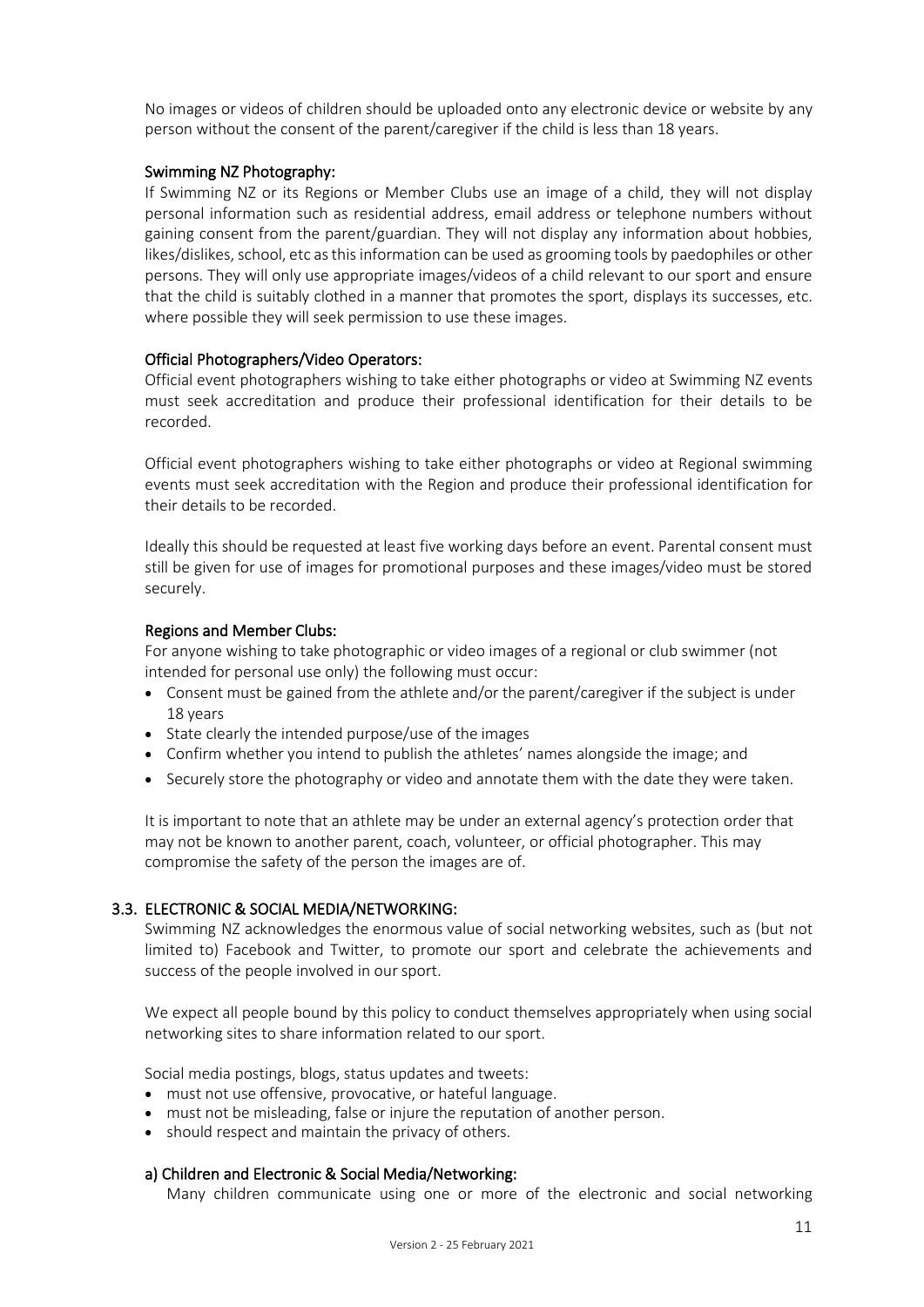No images or videos of children should be uploaded onto any electronic device or website by any person without the consent of the parent/caregiver if the child is less than 18 years.

#### Swimming NZ Photography:

If Swimming NZ or its Regions or Member Clubs use an image of a child, they will not display personal information such as residential address, email address or telephone numbers without gaining consent from the parent/guardian. They will not display any information about hobbies, likes/dislikes, school, etc as this information can be used as grooming tools by paedophiles or other persons. They will only use appropriate images/videos of a child relevant to our sport and ensure that the child is suitably clothed in a manner that promotes the sport, displays its successes, etc. where possible they will seek permission to use these images.

#### Official Photographers/Video Operators:

Official event photographers wishing to take either photographs or video at Swimming NZ events must seek accreditation and produce their professional identification for their details to be recorded.

Official event photographers wishing to take either photographs or video at Regional swimming events must seek accreditation with the Region and produce their professional identification for their details to be recorded.

Ideally this should be requested at least five working days before an event. Parental consent must still be given for use of images for promotional purposes and these images/video must be stored securely.

#### Regions and Member Clubs:

For anyone wishing to take photographic or video images of a regional or club swimmer (not intended for personal use only) the following must occur:

- Consent must be gained from the athlete and/or the parent/caregiver if the subject is under 18 years
- State clearly the intended purpose/use of the images
- Confirm whether you intend to publish the athletes' names alongside the image; and
- Securely store the photography or video and annotate them with the date they were taken.

It is important to note that an athlete may be under an external agency's protection order that may not be known to another parent, coach, volunteer, or official photographer. This may compromise the safety of the person the images are of.

### 3.3. ELECTRONIC & SOCIAL MEDIA/NETWORKING:

Swimming NZ acknowledges the enormous value of social networking websites, such as (but not limited to) Facebook and Twitter, to promote our sport and celebrate the achievements and success of the people involved in our sport.

We expect all people bound by this policy to conduct themselves appropriately when using social networking sites to share information related to our sport.

Social media postings, blogs, status updates and tweets:

- must not use offensive, provocative, or hateful language.
- must not be misleading, false or injure the reputation of another person.
- should respect and maintain the privacy of others.

#### a) Children and Electronic & Social Media/Networking:

Many children communicate using one or more of the electronic and social networking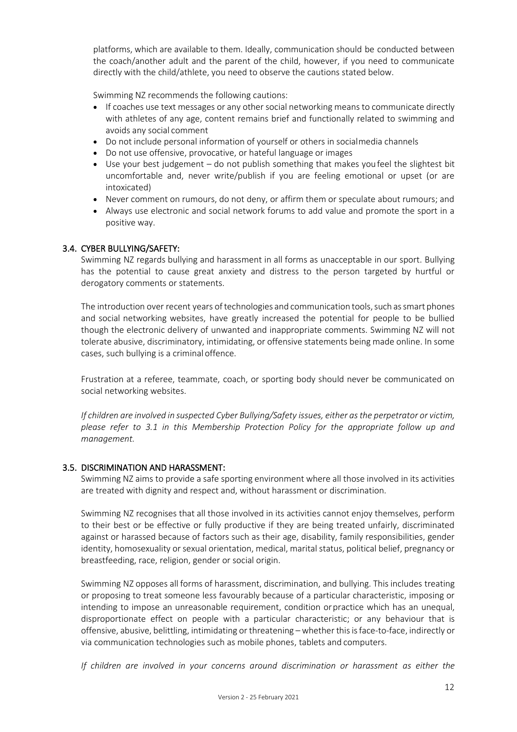platforms, which are available to them. Ideally, communication should be conducted between the coach/another adult and the parent of the child, however, if you need to communicate directly with the child/athlete, you need to observe the cautions stated below.

Swimming NZ recommends the following cautions:

- If coaches use text messages or any other social networking means to communicate directly with athletes of any age, content remains brief and functionally related to swimming and avoids any social comment
- Do not include personal information of yourself or others in social media channels
- Do not use offensive, provocative, or hateful language or images
- Use your best judgement – do not publish something that makes you feel the slightest bit uncomfortable and, never write/publish if you are feeling emotional or upset (or are intoxicated)
- Never comment on rumours, do not deny, or affirm them or speculate about rumours; and
- Always use electronic and social network forums to add value and promote the sport in a positive way.

### 3.4. CYBER BULLYING/SAFETY:

Swimming NZ regards bullying and harassment in all forms as unacceptable in our sport. Bullying has the potential to cause great anxiety and distress to the person targeted by hurtful or derogatory comments or statements.

The introduction over recent years of technologies and communication tools, such as smart phones and social networking websites, have greatly increased the potential for people to be bullied though the electronic delivery of unwanted and inappropriate comments. Swimming NZ will not tolerate abusive, discriminatory, intimidating, or offensive statements being made online. In some cases, such bullying is a criminal offence.

Frustration at a referee, teammate, coach, or sporting body should never be communicated on social networking websites.

*If children are involved in suspected Cyber Bullying/Safety issues, either as the perpetrator or victim, please refer to 3.1 in this Membership Protection Policy for the appropriate follow up and management.*

### 3.5. DISCRIMINATION AND HARASSMENT:

Swimming NZ aims to provide a safe sporting environment where all those involved in its activities are treated with dignity and respect and, without harassment or discrimination.

Swimming NZ recognises that all those involved in its activities cannot enjoy themselves, perform to their best or be effective or fully productive if they are being treated unfairly, discriminated against or harassed because of factors such as their age, disability, family responsibilities, gender identity, homosexuality or sexual orientation, medical, marital status, political belief, pregnancy or breastfeeding, race, religion, gender or social origin.

Swimming NZ opposes all forms of harassment, discrimination, and bullying. This includes treating or proposing to treat someone less favourably because of a particular characteristic, imposing or intending to impose an unreasonable requirement, condition or practice which has an unequal, disproportionate effect on people with a particular characteristic; or any behaviour that is offensive, abusive, belittling, intimidating or threatening – whether this is face-to-face, indirectly or via communication technologies such as mobile phones, tablets and computers.

*If children are involved in your concerns around discrimination or harassment as either the*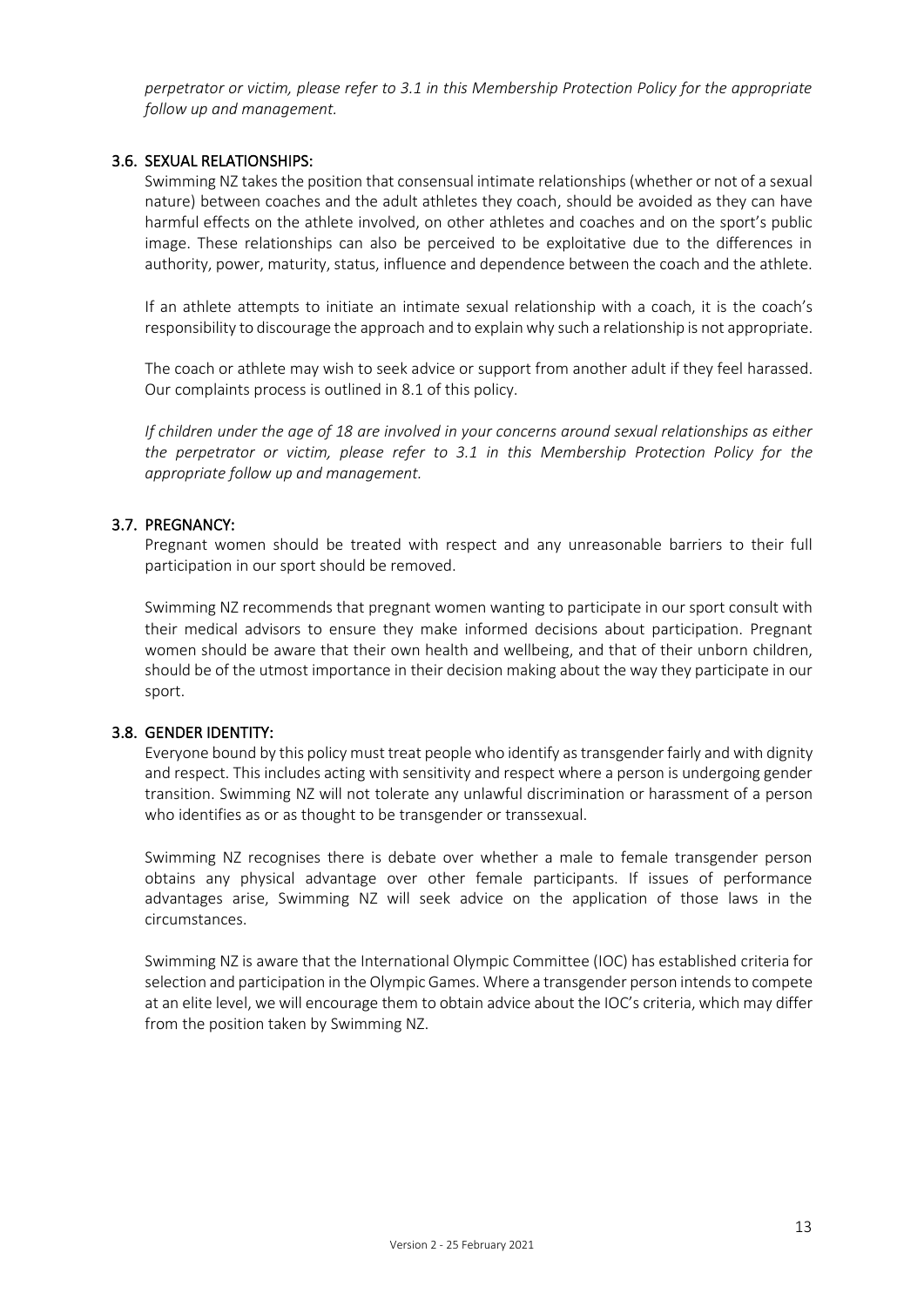*perpetrator or victim, please refer to 3.1 in this Membership Protection Policy for the appropriate follow up and management.*

### 3.6. SEXUAL RELATIONSHIPS:

Swimming NZ takes the position that consensual intimate relationships (whether or not of a sexual nature) between coaches and the adult athletes they coach, should be avoided as they can have harmful effects on the athlete involved, on other athletes and coaches and on the sport's public image. These relationships can also be perceived to be exploitative due to the differences in authority, power, maturity, status, influence and dependence between the coach and the athlete.

If an athlete attempts to initiate an intimate sexual relationship with a coach, it is the coach's responsibility to discourage the approach and to explain why such a relationship is not appropriate.

The coach or athlete may wish to seek advice or support from another adult if they feel harassed. Our complaints process is outlined in 8.1 of this policy.

*If children under the age of 18 are involved in your concerns around sexual relationships as either the perpetrator or victim, please refer to 3.1 in this Membership Protection Policy for the appropriate follow up and management.*

### 3.7. PREGNANCY:

Pregnant women should be treated with respect and any unreasonable barriers to their full participation in our sport should be removed.

Swimming NZ recommends that pregnant women wanting to participate in our sport consult with their medical advisors to ensure they make informed decisions about participation. Pregnant women should be aware that their own health and wellbeing, and that of their unborn children, should be of the utmost importance in their decision making about the way they participate in our sport.

### 3.8. GENDER IDENTITY:

Everyone bound by this policy must treat people who identify as transgender fairly and with dignity and respect. This includes acting with sensitivity and respect where a person is undergoing gender transition. Swimming NZ will not tolerate any unlawful discrimination or harassment of a person who identifies as or as thought to be transgender or transsexual.

Swimming NZ recognises there is debate over whether a male to female transgender person obtains any physical advantage over other female participants. If issues of performance advantages arise, Swimming NZ will seek advice on the application of those laws in the circumstances.

Swimming NZ is aware that the International Olympic Committee (IOC) has established criteria for selection and participation in the Olympic Games. Where a transgender person intends to compete at an elite level, we will encourage them to obtain advice about the IOC's criteria, which may differ from the position taken by Swimming NZ.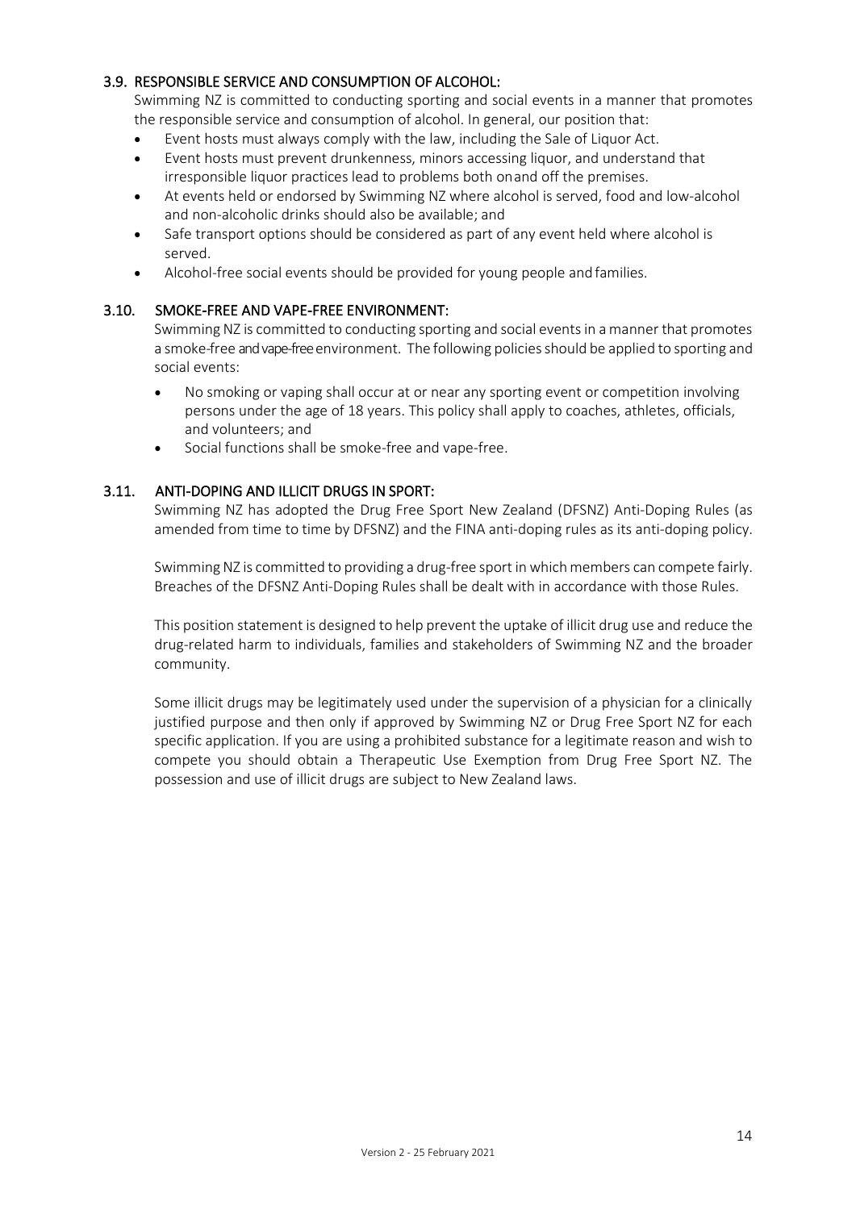### 3.9. RESPONSIBLE SERVICE AND CONSUMPTION OF ALCOHOL:

Swimming NZ is committed to conducting sporting and social events in a manner that promotes the responsible service and consumption of alcohol. In general, our position that:

- Event hosts must always comply with the law, including the Sale of Liquor Act.
- Event hosts must prevent drunkenness, minors accessing liquor, and understand that irresponsible liquor practices lead to problems both on and off the premises.
- At events held or endorsed by Swimming NZ where alcohol is served, food and low-alcohol and non-alcoholic drinks should also be available; and
- Safe transport options should be considered as part of any event held where alcohol is served.
- Alcohol-free social events should be provided for young people and families.

### 3.10. SMOKE-FREE AND VAPE-FREE ENVIRONMENT:

Swimming NZ is committed to conducting sporting and social events in a manner that promotes a smoke-free and vape-free environment. The following policies should be applied to sporting and social events:

- No smoking or vaping shall occur at or near any sporting event or competition involving persons under the age of 18 years. This policy shall apply to coaches, athletes, officials, and volunteers; and
- Social functions shall be smoke-free and vape-free.

### 3.11. ANTI-DOPING AND ILLICIT DRUGS IN SPORT:

Swimming NZ has adopted the Drug Free Sport New Zealand (DFSNZ) Anti-Doping Rules (as amended from time to time by DFSNZ) and the FINA anti-doping rules as its anti-doping policy.

Swimming NZ is committed to providing a drug-free sport in which members can compete fairly. Breaches of the DFSNZ Anti-Doping Rules shall be dealt with in accordance with those Rules.

This position statement is designed to help prevent the uptake of illicit drug use and reduce the drug-related harm to individuals, families and stakeholders of Swimming NZ and the broader community.

Some illicit drugs may be legitimately used under the supervision of a physician for a clinically justified purpose and then only if approved by Swimming NZ or Drug Free Sport NZ for each specific application. If you are using a prohibited substance for a legitimate reason and wish to compete you should obtain a Therapeutic Use Exemption from Drug Free Sport NZ. The possession and use of illicit drugs are subject to New Zealand laws.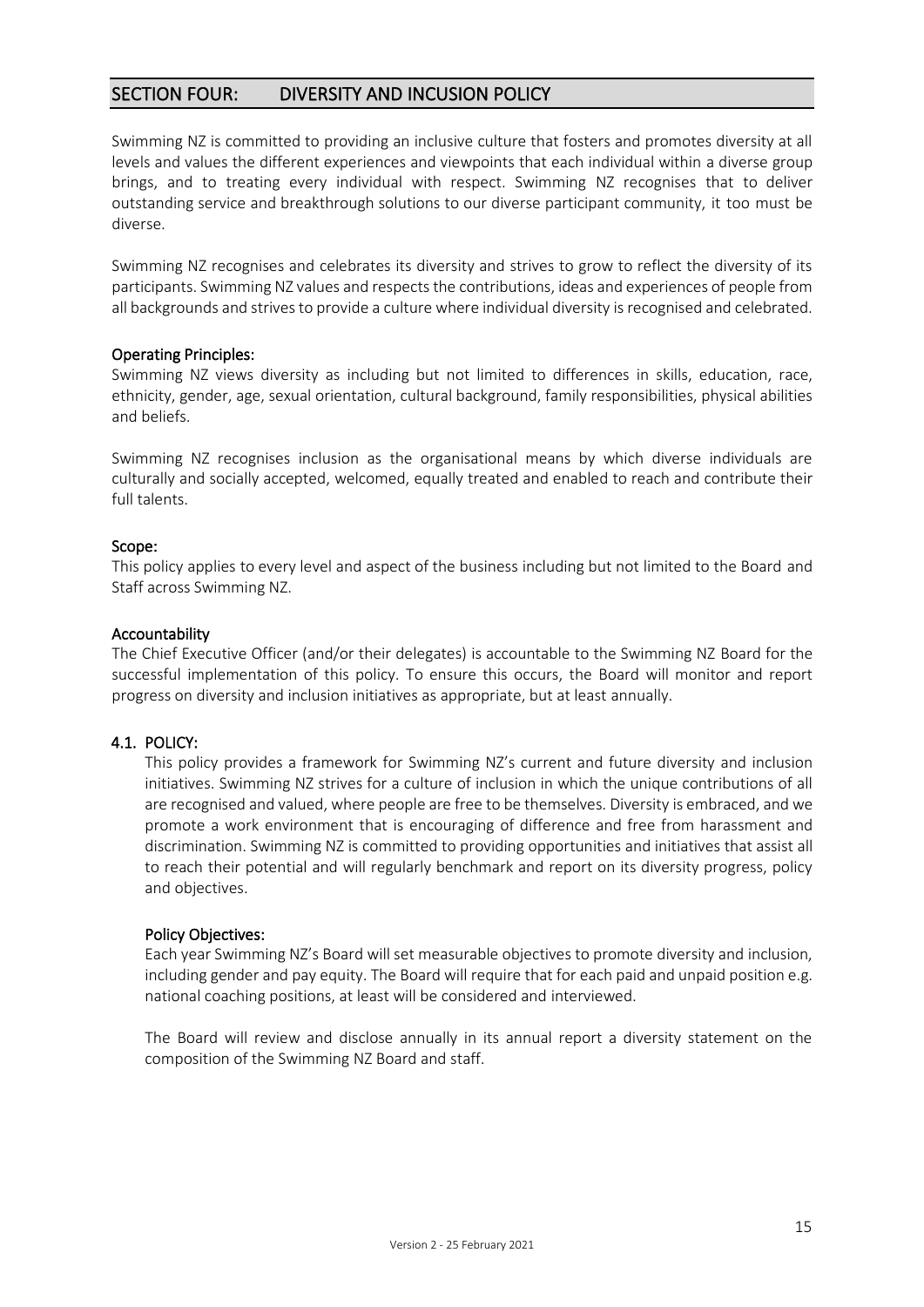## SECTION FOUR: DIVERSITY AND INCUSION POLICY

Swimming NZ is committed to providing an inclusive culture that fosters and promotes diversity at all levels and values the different experiences and viewpoints that each individual within a diverse group brings, and to treating every individual with respect. Swimming NZ recognises that to deliver outstanding service and breakthrough solutions to our diverse participant community, it too must be diverse.

Swimming NZ recognises and celebrates its diversity and strives to grow to reflect the diversity of its participants. Swimming NZ values and respects the contributions, ideas and experiences of people from all backgrounds and strives to provide a culture where individual diversity is recognised and celebrated.

### Operating Principles:

Swimming NZ views diversity as including but not limited to differences in skills, education, race, ethnicity, gender, age, sexual orientation, cultural background, family responsibilities, physical abilities and beliefs.

Swimming NZ recognises inclusion as the organisational means by which diverse individuals are culturally and socially accepted, welcomed, equally treated and enabled to reach and contribute their full talents.

### Scope:

This policy applies to every level and aspect of the business including but not limited to the Board and Staff across Swimming NZ.

### Accountability

The Chief Executive Officer (and/or their delegates) is accountable to the Swimming NZ Board for the successful implementation of this policy. To ensure this occurs, the Board will monitor and report progress on diversity and inclusion initiatives as appropriate, but at least annually.

### 4.1. POLICY:

This policy provides a framework for Swimming NZ's current and future diversity and inclusion initiatives. Swimming NZ strives for a culture of inclusion in which the unique contributions of all are recognised and valued, where people are free to be themselves. Diversity is embraced, and we promote a work environment that is encouraging of difference and free from harassment and discrimination. Swimming NZ is committed to providing opportunities and initiatives that assist all to reach their potential and will regularly benchmark and report on its diversity progress, policy and objectives.

#### Policy Objectives:

Each year Swimming NZ's Board will set measurable objectives to promote diversity and inclusion, including gender and pay equity. The Board will require that for each paid and unpaid position e.g. national coaching positions, at least will be considered and interviewed.

The Board will review and disclose annually in its annual report a diversity statement on the composition of the Swimming NZ Board and staff.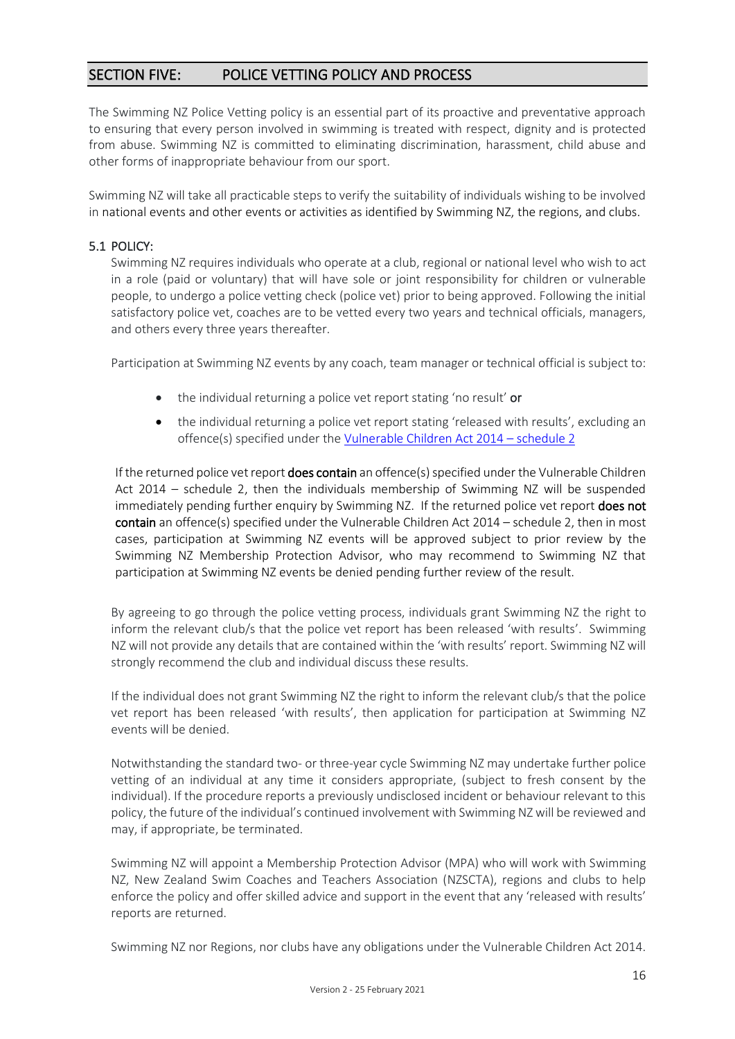## SECTION FIVE: POLICE VETTING POLICY AND PROCESS

The Swimming NZ Police Vetting policy is an essential part of its proactive and preventative approach to ensuring that every person involved in swimming is treated with respect, dignity and is protected from abuse. Swimming NZ is committed to eliminating discrimination, harassment, child abuse and other forms of inappropriate behaviour from our sport.

Swimming NZ will take all practicable steps to verify the suitability of individuals wishing to be involved in national events and other events or activities as identified by Swimming NZ, the regions, and clubs.

### 5.1 POLICY:

Swimming NZ requires individuals who operate at a club, regional or national level who wish to act in a role (paid or voluntary) that will have sole or joint responsibility for children or vulnerable people, to undergo a police vetting check (police vet) prior to being approved. Following the initial satisfactory police vet, coaches are to be vetted every two years and technical officials, managers, and others every three years thereafter.

Participation at Swimming NZ events by any coach, team manager or technical official is subject to:

- the individual returning a police vet report stating 'no result' **or**
- the individual returning a police vet report stating 'released with results', excluding an offence(s) specified under the [Vulnerable Children Act 2014 – schedule 2]

If the returned police vet report **does contain** an offence(s) specified under the Vulnerable Children Act 2014 – schedule 2, then the individuals membership of Swimming NZ will be suspended immediately pending further enquiry by Swimming NZ. If the returned police vet report **does not contain** an offence(s) specified under the Vulnerable Children Act 2014 – schedule 2, then in most cases, participation at Swimming NZ events will be approved subject to prior review by the Swimming NZ Membership Protection Advisor, who may recommend to Swimming NZ that participation at Swimming NZ events be denied pending further review of the result.

By agreeing to go through the police vetting process, individuals grant Swimming NZ the right to inform the relevant club/s that the police vet report has been released 'with results'. Swimming NZ will not provide any details that are contained within the 'with results' report. Swimming NZ will strongly recommend the club and individual discuss these results.

If the individual does not grant Swimming NZ the right to inform the relevant club/s that the police vet report has been released 'with results', then application for participation at Swimming NZ events will be denied.

Notwithstanding the standard two- or three-year cycle Swimming NZ may undertake further police vetting of an individual at any time it considers appropriate, (subject to fresh consent by the individual). If the procedure reports a previously undisclosed incident or behaviour relevant to this policy, the future of the individual's continued involvement with Swimming NZ will be reviewed and may, if appropriate, be terminated.

Swimming NZ will appoint a Membership Protection Advisor (MPA) who will work with Swimming NZ, New Zealand Swim Coaches and Teachers Association (NZSCTA), regions and clubs to help enforce the policy and offer skilled advice and support in the event that any 'released with results' reports are returned.

Swimming NZ nor Regions, nor clubs have any obligations under the Vulnerable Children Act 2014.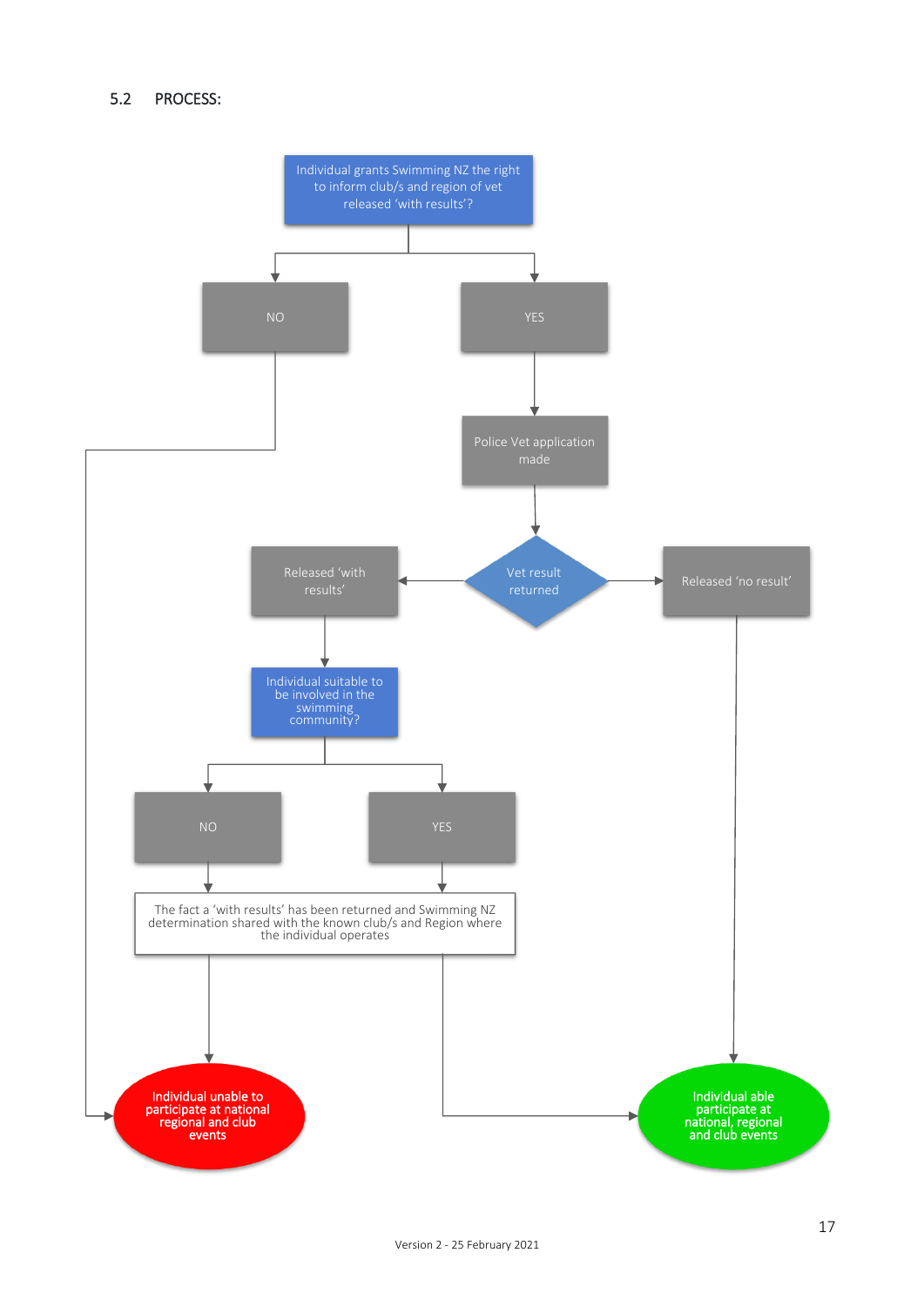## 5.2 PROCESS:

Individual grants Swimming NZ the right to inform club/s and region of vet released 'with results'?

NO

YES

Police Vet application made

Released 'with results'

Vet result returned

Released 'no result'

Individual suitable to be involved in the swimming community?

NO

YES

The fact a 'with results' has been returned and Swimming NZ determination shared with the known club/s and Region where the individual operates

Individual unable to participate at national regional and club events

Individual able participate at national, regional and club events

Version 2 - 25 February 2021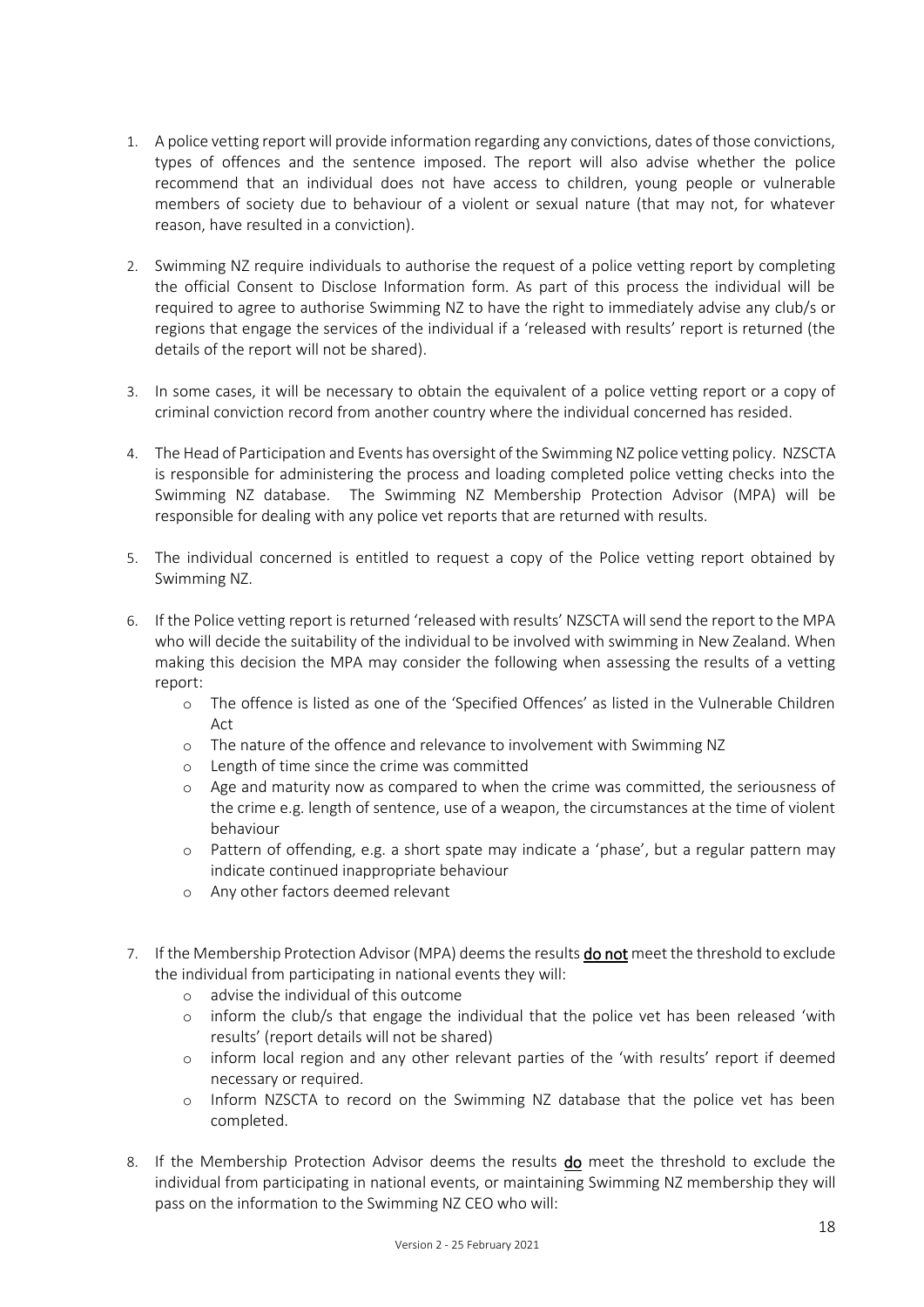1. A police vetting report will provide information regarding any convictions, dates of those convictions, types of offences and the sentence imposed. The report will also advise whether the police recommend that an individual does not have access to children, young people or vulnerable members of society due to behaviour of a violent or sexual nature (that may not, for whatever reason, have resulted in a conviction).

2. Swimming NZ require individuals to authorise the request of a police vetting report by completing the official Consent to Disclose Information form. As part of this process the individual will be required to agree to authorise Swimming NZ to have the right to immediately advise any club/s or regions that engage the services of the individual if a 'released with results' report is returned (the details of the report will not be shared).

3. In some cases, it will be necessary to obtain the equivalent of a police vetting report or a copy of criminal conviction record from another country where the individual concerned has resided.

4. The Head of Participation and Events has oversight of the Swimming NZ police vetting policy. NZSCTA is responsible for administering the process and loading completed police vetting checks into the Swimming NZ database. The Swimming NZ Membership Protection Advisor (MPA) will be responsible for dealing with any police vet reports that are returned with results.

5. The individual concerned is entitled to request a copy of the Police vetting report obtained by Swimming NZ.

6. If the Police vetting report is returned 'released with results' NZSCTA will send the report to the MPA who will decide the suitability of the individual to be involved with swimming in New Zealand. When making this decision the MPA may consider the following when assessing the results of a vetting report:
   - The offence is listed as one of the 'Specified Offences' as listed in the Vulnerable Children Act
   - The nature of the offence and relevance to involvement with Swimming NZ
   - Length of time since the crime was committed
   - Age and maturity now as compared to when the crime was committed, the seriousness of the crime e.g. length of sentence, use of a weapon, the circumstances at the time of violent behaviour
   - Pattern of offending, e.g. a short spate may indicate a 'phase', but a regular pattern may indicate continued inappropriate behaviour
   - Any other factors deemed relevant

7. If the Membership Protection Advisor (MPA) deems the results **do not** meet the threshold to exclude the individual from participating in national events they will:
   - advise the individual of this outcome
   - inform the club/s that engage the individual that the police vet has been released 'with results' (report details will not be shared)
   - inform local region and any other relevant parties of the 'with results' report if deemed necessary or required.
   - Inform NZSCTA to record on the Swimming NZ database that the police vet has been completed.

8. If the Membership Protection Advisor deems the results **do** meet the threshold to exclude the individual from participating in national events, or maintaining Swimming NZ membership they will pass on the information to the Swimming NZ CEO who will: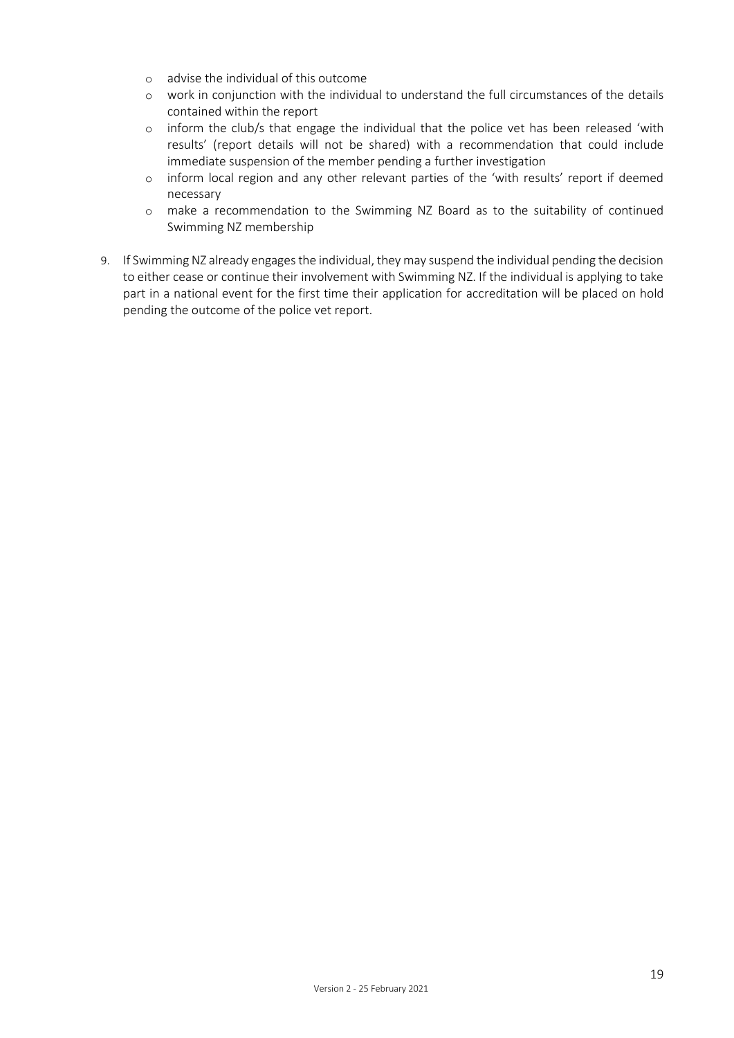- advise the individual of this outcome
- work in conjunction with the individual to understand the full circumstances of the details contained within the report
- inform the club/s that engage the individual that the police vet has been released 'with results' (report details will not be shared) with a recommendation that could include immediate suspension of the member pending a further investigation
- inform local region and any other relevant parties of the 'with results' report if deemed necessary
- make a recommendation to the Swimming NZ Board as to the suitability of continued Swimming NZ membership

9. If Swimming NZ already engages the individual, they may suspend the individual pending the decision to either cease or continue their involvement with Swimming NZ. If the individual is applying to take part in a national event for the first time their application for accreditation will be placed on hold pending the outcome of the police vet report.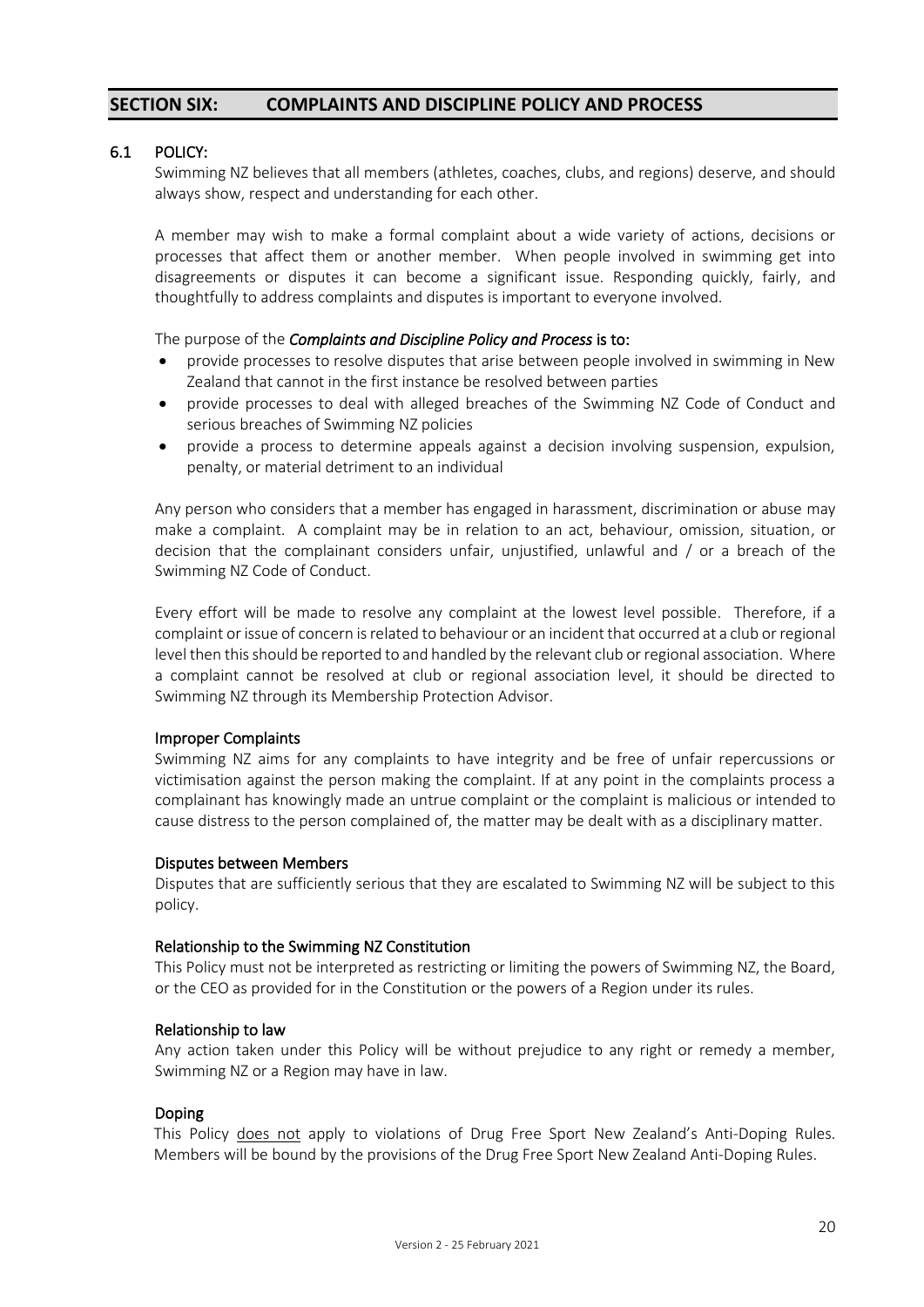## SECTION SIX: COMPLAINTS AND DISCIPLINE POLICY AND PROCESS

### 6.1 POLICY:

Swimming NZ believes that all members (athletes, coaches, clubs, and regions) deserve, and should always show, respect and understanding for each other.

A member may wish to make a formal complaint about a wide variety of actions, decisions or processes that affect them or another member. When people involved in swimming get into disagreements or disputes it can become a significant issue. Responding quickly, fairly, and thoughtfully to address complaints and disputes is important to everyone involved.

The purpose of the ***Complaints and Discipline Policy and Process*** is to:

- provide processes to resolve disputes that arise between people involved in swimming in New Zealand that cannot in the first instance be resolved between parties
- provide processes to deal with alleged breaches of the Swimming NZ Code of Conduct and serious breaches of Swimming NZ policies
- provide a process to determine appeals against a decision involving suspension, expulsion, penalty, or material detriment to an individual

Any person who considers that a member has engaged in harassment, discrimination or abuse may make a complaint. A complaint may be in relation to an act, behaviour, omission, situation, or decision that the complainant considers unfair, unjustified, unlawful and / or a breach of the Swimming NZ Code of Conduct.

Every effort will be made to resolve any complaint at the lowest level possible. Therefore, if a complaint or issue of concern is related to behaviour or an incident that occurred at a club or regional level then this should be reported to and handled by the relevant club or regional association. Where a complaint cannot be resolved at club or regional association level, it should be directed to Swimming NZ through its Membership Protection Advisor.

**Improper Complaints**

Swimming NZ aims for any complaints to have integrity and be free of unfair repercussions or victimisation against the person making the complaint. If at any point in the complaints process a complainant has knowingly made an untrue complaint or the complaint is malicious or intended to cause distress to the person complained of, the matter may be dealt with as a disciplinary matter.

**Disputes between Members**

Disputes that are sufficiently serious that they are escalated to Swimming NZ will be subject to this policy.

**Relationship to the Swimming NZ Constitution**

This Policy must not be interpreted as restricting or limiting the powers of Swimming NZ, the Board, or the CEO as provided for in the Constitution or the powers of a Region under its rules.

**Relationship to law**

Any action taken under this Policy will be without prejudice to any right or remedy a member, Swimming NZ or a Region may have in law.

**Doping**

This Policy <u>does not</u> apply to violations of Drug Free Sport New Zealand's Anti-Doping Rules. Members will be bound by the provisions of the Drug Free Sport New Zealand Anti-Doping Rules.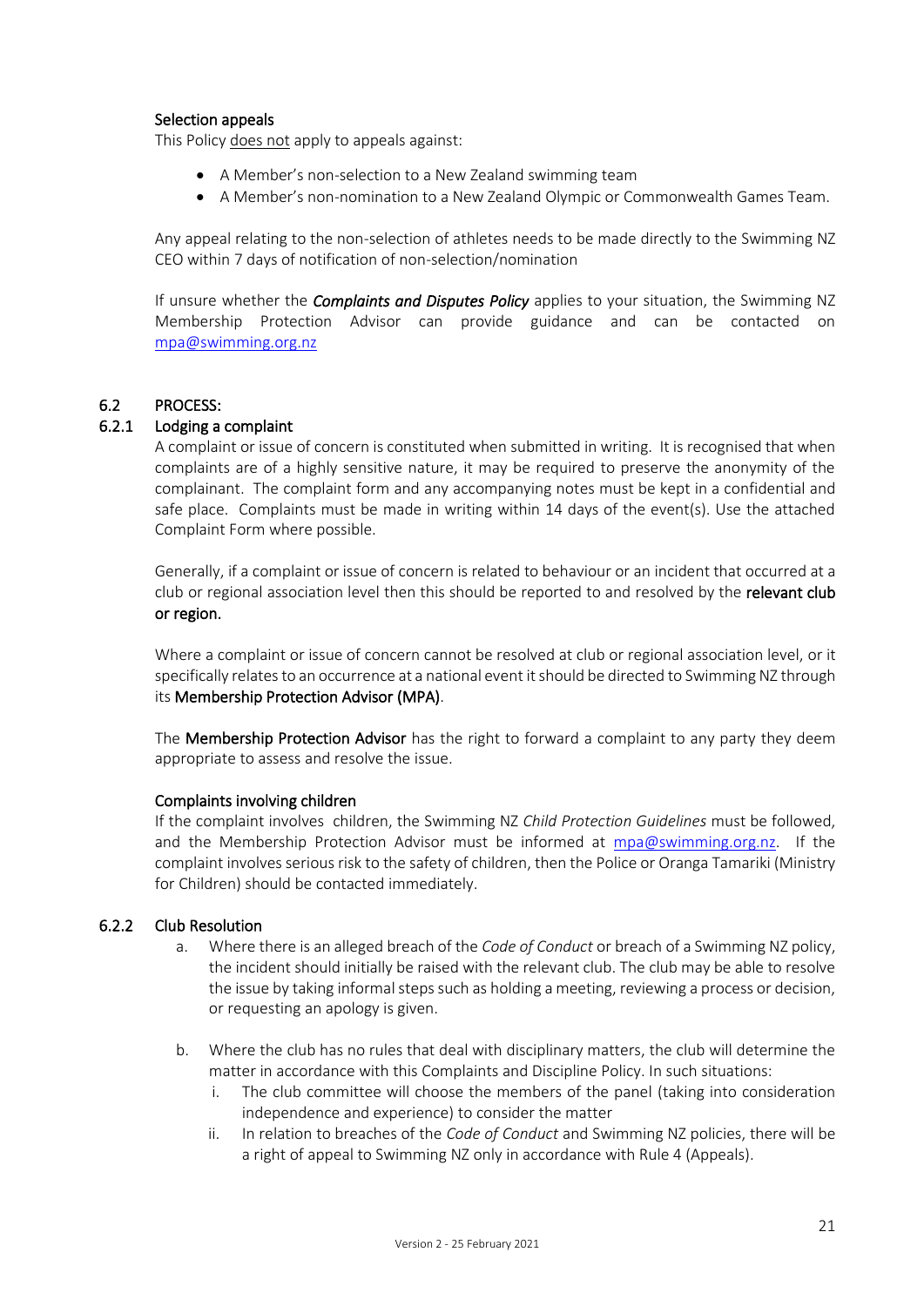### Selection appeals

This Policy <u>does not</u> apply to appeals against:

- A Member's non-selection to a New Zealand swimming team
- A Member's non-nomination to a New Zealand Olympic or Commonwealth Games Team.

Any appeal relating to the non-selection of athletes needs to be made directly to the Swimming NZ CEO within 7 days of notification of non-selection/nomination

If unsure whether the ***Complaints and Disputes Policy*** applies to your situation, the Swimming NZ Membership Protection Advisor can provide guidance and can be contacted on [mpa@swimming.org.nz](mailto:mpa@swimming.org.nz)

## 6.2 PROCESS:

### 6.2.1 Lodging a complaint

A complaint or issue of concern is constituted when submitted in writing. It is recognised that when complaints are of a highly sensitive nature, it may be required to preserve the anonymity of the complainant. The complaint form and any accompanying notes must be kept in a confidential and safe place. Complaints must be made in writing within 14 days of the event(s). Use the attached Complaint Form where possible.

Generally, if a complaint or issue of concern is related to behaviour or an incident that occurred at a club or regional association level then this should be reported to and resolved by the **relevant club or region.**

Where a complaint or issue of concern cannot be resolved at club or regional association level, or it specifically relates to an occurrence at a national event it should be directed to Swimming NZ through its **Membership Protection Advisor (MPA)**.

The **Membership Protection Advisor** has the right to forward a complaint to any party they deem appropriate to assess and resolve the issue.

#### Complaints involving children

If the complaint involves children, the Swimming NZ *Child Protection Guidelines* must be followed, and the Membership Protection Advisor must be informed at [mpa@swimming.org.nz](mailto:mpa@swimming.org.nz). If the complaint involves serious risk to the safety of children, then the Police or Oranga Tamariki (Ministry for Children) should be contacted immediately.

### 6.2.2 Club Resolution

a. Where there is an alleged breach of the *Code of Conduct* or breach of a Swimming NZ policy, the incident should initially be raised with the relevant club. The club may be able to resolve the issue by taking informal steps such as holding a meeting, reviewing a process or decision, or requesting an apology is given.

b. Where the club has no rules that deal with disciplinary matters, the club will determine the matter in accordance with this Complaints and Discipline Policy. In such situations:
   i. The club committee will choose the members of the panel (taking into consideration independence and experience) to consider the matter
   ii. In relation to breaches of the *Code of Conduct* and Swimming NZ policies, there will be a right of appeal to Swimming NZ only in accordance with Rule 4 (Appeals).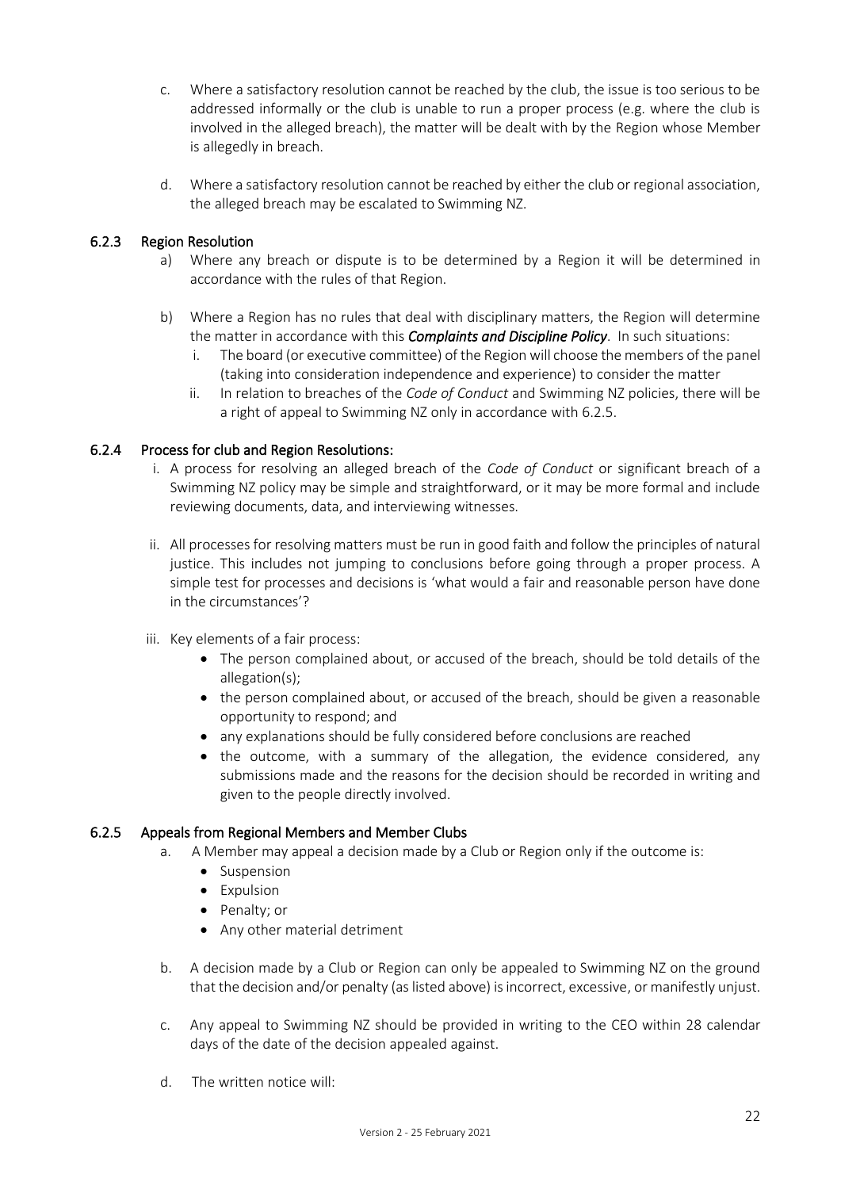c. Where a satisfactory resolution cannot be reached by the club, the issue is too serious to be addressed informally or the club is unable to run a proper process (e.g. where the club is involved in the alleged breach), the matter will be dealt with by the Region whose Member is allegedly in breach.

d. Where a satisfactory resolution cannot be reached by either the club or regional association, the alleged breach may be escalated to Swimming NZ.

### 6.2.3 Region Resolution

a) Where any breach or dispute is to be determined by a Region it will be determined in accordance with the rules of that Region.

b) Where a Region has no rules that deal with disciplinary matters, the Region will determine the matter in accordance with this ***Complaints and Discipline Policy***. In such situations:

   i. The board (or executive committee) of the Region will choose the members of the panel (taking into consideration independence and experience) to consider the matter

   ii. In relation to breaches of the *Code of Conduct* and Swimming NZ policies, there will be a right of appeal to Swimming NZ only in accordance with 6.2.5.

### 6.2.4 Process for club and Region Resolutions:

i. A process for resolving an alleged breach of the *Code of Conduct* or significant breach of a Swimming NZ policy may be simple and straightforward, or it may be more formal and include reviewing documents, data, and interviewing witnesses.

ii. All processes for resolving matters must be run in good faith and follow the principles of natural justice. This includes not jumping to conclusions before going through a proper process. A simple test for processes and decisions is 'what would a fair and reasonable person have done in the circumstances'?

iii. Key elements of a fair process:

- The person complained about, or accused of the breach, should be told details of the allegation(s);
- the person complained about, or accused of the breach, should be given a reasonable opportunity to respond; and
- any explanations should be fully considered before conclusions are reached
- the outcome, with a summary of the allegation, the evidence considered, any submissions made and the reasons for the decision should be recorded in writing and given to the people directly involved.

### 6.2.5 Appeals from Regional Members and Member Clubs

a. A Member may appeal a decision made by a Club or Region only if the outcome is:

   - Suspension
   - Expulsion
   - Penalty; or
   - Any other material detriment

b. A decision made by a Club or Region can only be appealed to Swimming NZ on the ground that the decision and/or penalty (as listed above) is incorrect, excessive, or manifestly unjust.

c. Any appeal to Swimming NZ should be provided in writing to the CEO within 28 calendar days of the date of the decision appealed against.

d. The written notice will: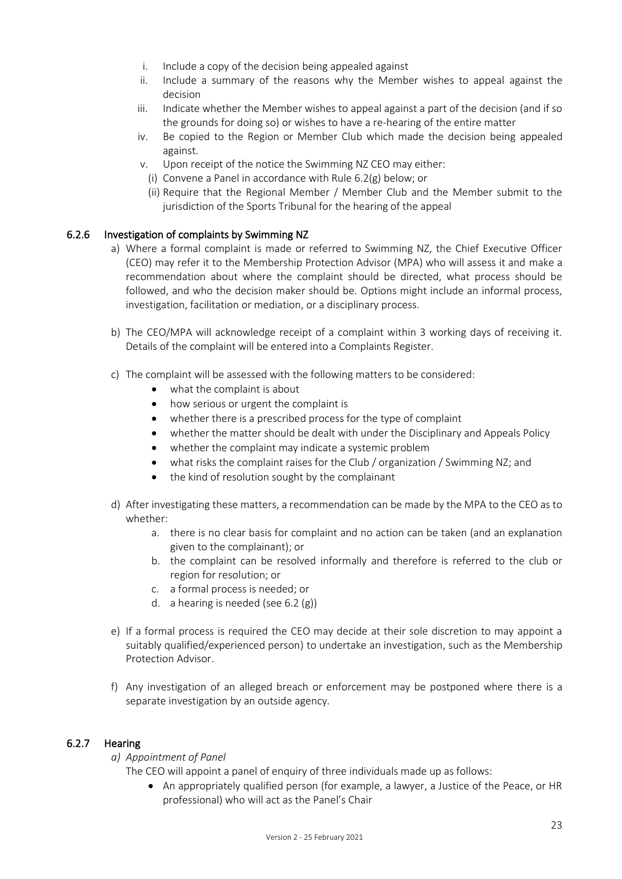i. Include a copy of the decision being appealed against
ii. Include a summary of the reasons why the Member wishes to appeal against the decision
iii. Indicate whether the Member wishes to appeal against a part of the decision (and if so the grounds for doing so) or wishes to have a re-hearing of the entire matter
iv. Be copied to the Region or Member Club which made the decision being appealed against.
v. Upon receipt of the notice the Swimming NZ CEO may either:
   (i) Convene a Panel in accordance with Rule 6.2(g) below; or
   (ii) Require that the Regional Member / Member Club and the Member submit to the jurisdiction of the Sports Tribunal for the hearing of the appeal

### 6.2.6 Investigation of complaints by Swimming NZ

a) Where a formal complaint is made or referred to Swimming NZ, the Chief Executive Officer (CEO) may refer it to the Membership Protection Advisor (MPA) who will assess it and make a recommendation about where the complaint should be directed, what process should be followed, and who the decision maker should be. Options might include an informal process, investigation, facilitation or mediation, or a disciplinary process.

b) The CEO/MPA will acknowledge receipt of a complaint within 3 working days of receiving it. Details of the complaint will be entered into a Complaints Register.

c) The complaint will be assessed with the following matters to be considered:
   - what the complaint is about
   - how serious or urgent the complaint is
   - whether there is a prescribed process for the type of complaint
   - whether the matter should be dealt with under the Disciplinary and Appeals Policy
   - whether the complaint may indicate a systemic problem
   - what risks the complaint raises for the Club / organization / Swimming NZ; and
   - the kind of resolution sought by the complainant

d) After investigating these matters, a recommendation can be made by the MPA to the CEO as to whether:
   a. there is no clear basis for complaint and no action can be taken (and an explanation given to the complainant); or
   b. the complaint can be resolved informally and therefore is referred to the club or region for resolution; or
   c. a formal process is needed; or
   d. a hearing is needed (see 6.2 (g))

e) If a formal process is required the CEO may decide at their sole discretion to may appoint a suitably qualified/experienced person) to undertake an investigation, such as the Membership Protection Advisor.

f) Any investigation of an alleged breach or enforcement may be postponed where there is a separate investigation by an outside agency.

### 6.2.7 Hearing

a) *Appointment of Panel*

The CEO will appoint a panel of enquiry of three individuals made up as follows:

- An appropriately qualified person (for example, a lawyer, a Justice of the Peace, or HR professional) who will act as the Panel's Chair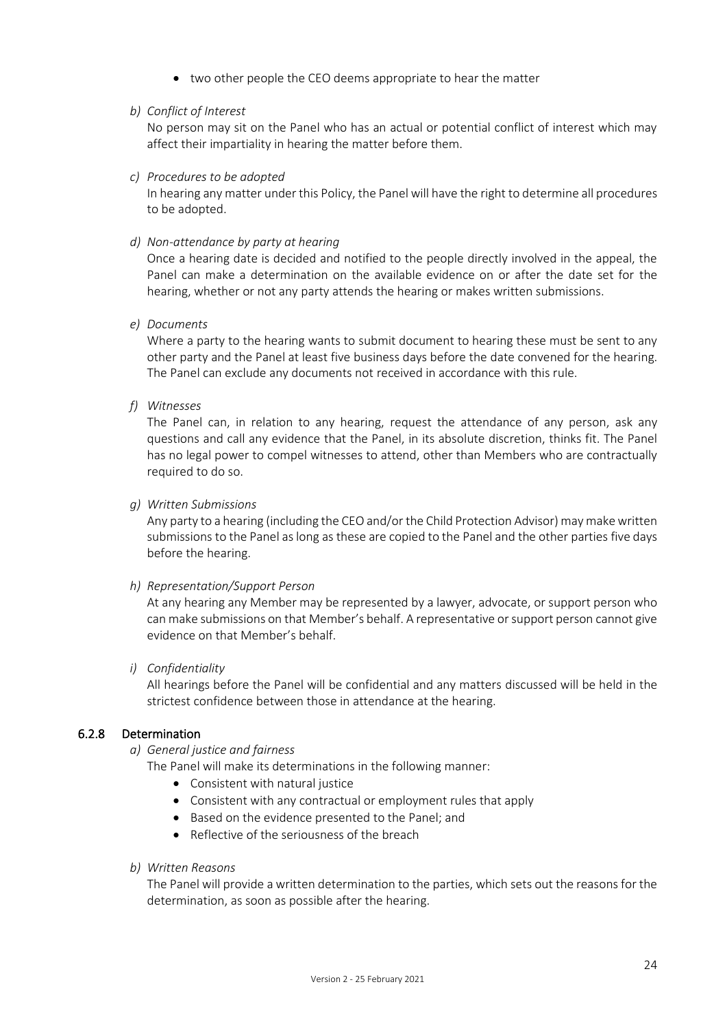- two other people the CEO deems appropriate to hear the matter

*b) Conflict of Interest*

No person may sit on the Panel who has an actual or potential conflict of interest which may affect their impartiality in hearing the matter before them.

*c) Procedures to be adopted*

In hearing any matter under this Policy, the Panel will have the right to determine all procedures to be adopted.

*d) Non-attendance by party at hearing*

Once a hearing date is decided and notified to the people directly involved in the appeal, the Panel can make a determination on the available evidence on or after the date set for the hearing, whether or not any party attends the hearing or makes written submissions.

*e) Documents*

Where a party to the hearing wants to submit document to hearing these must be sent to any other party and the Panel at least five business days before the date convened for the hearing. The Panel can exclude any documents not received in accordance with this rule.

*f) Witnesses*

The Panel can, in relation to any hearing, request the attendance of any person, ask any questions and call any evidence that the Panel, in its absolute discretion, thinks fit. The Panel has no legal power to compel witnesses to attend, other than Members who are contractually required to do so.

*g) Written Submissions*

Any party to a hearing (including the CEO and/or the Child Protection Advisor) may make written submissions to the Panel as long as these are copied to the Panel and the other parties five days before the hearing.

*h) Representation/Support Person*

At any hearing any Member may be represented by a lawyer, advocate, or support person who can make submissions on that Member's behalf. A representative or support person cannot give evidence on that Member's behalf.

*i) Confidentiality*

All hearings before the Panel will be confidential and any matters discussed will be held in the strictest confidence between those in attendance at the hearing.

#### 6.2.8 Determination

*a) General justice and fairness*

The Panel will make its determinations in the following manner:

- Consistent with natural justice
- Consistent with any contractual or employment rules that apply
- Based on the evidence presented to the Panel; and
- Reflective of the seriousness of the breach

*b) Written Reasons*

The Panel will provide a written determination to the parties, which sets out the reasons for the determination, as soon as possible after the hearing.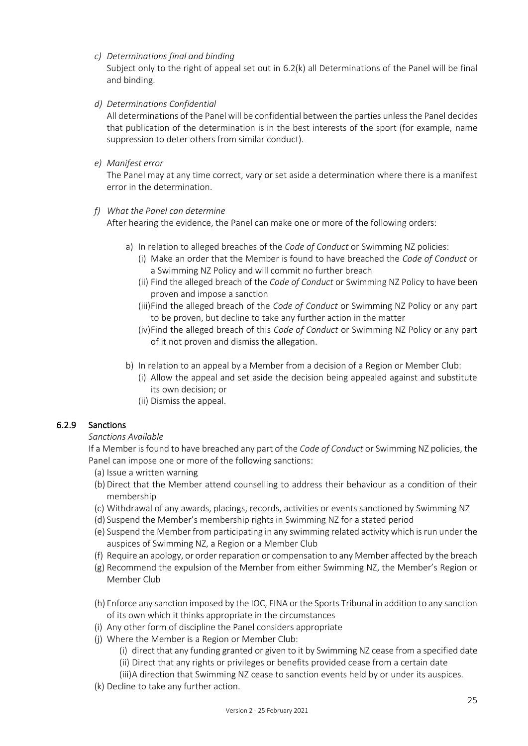*c) Determinations final and binding*

Subject only to the right of appeal set out in 6.2(k) all Determinations of the Panel will be final and binding.

*d) Determinations Confidential*

All determinations of the Panel will be confidential between the parties unless the Panel decides that publication of the determination is in the best interests of the sport (for example, name suppression to deter others from similar conduct).

*e) Manifest error*

The Panel may at any time correct, vary or set aside a determination where there is a manifest error in the determination.

*f) What the Panel can determine*

After hearing the evidence, the Panel can make one or more of the following orders:

- a) In relation to alleged breaches of the *Code of Conduct* or Swimming NZ policies:
  - (i) Make an order that the Member is found to have breached the *Code of Conduct* or a Swimming NZ Policy and will commit no further breach
  - (ii) Find the alleged breach of the *Code of Conduct* or Swimming NZ Policy to have been proven and impose a sanction
  - (iii) Find the alleged breach of the *Code of Conduct* or Swimming NZ Policy or any part to be proven, but decline to take any further action in the matter
  - (iv) Find the alleged breach of this *Code of Conduct* or Swimming NZ Policy or any part of it not proven and dismiss the allegation.
- b) In relation to an appeal by a Member from a decision of a Region or Member Club:
  - (i) Allow the appeal and set aside the decision being appealed against and substitute its own decision; or
  - (ii) Dismiss the appeal.

### 6.2.9 Sanctions

*Sanctions Available*

If a Member is found to have breached any part of the *Code of Conduct* or Swimming NZ policies, the Panel can impose one or more of the following sanctions:

- (a) Issue a written warning
- (b) Direct that the Member attend counselling to address their behaviour as a condition of their membership
- (c) Withdrawal of any awards, placings, records, activities or events sanctioned by Swimming NZ
- (d) Suspend the Member's membership rights in Swimming NZ for a stated period
- (e) Suspend the Member from participating in any swimming related activity which is run under the auspices of Swimming NZ, a Region or a Member Club
- (f) Require an apology, or order reparation or compensation to any Member affected by the breach
- (g) Recommend the expulsion of the Member from either Swimming NZ, the Member's Region or Member Club
- (h) Enforce any sanction imposed by the IOC, FINA or the Sports Tribunal in addition to any sanction of its own which it thinks appropriate in the circumstances
- (i) Any other form of discipline the Panel considers appropriate
- (j) Where the Member is a Region or Member Club:
  - (i) direct that any funding granted or given to it by Swimming NZ cease from a specified date
  - (ii) Direct that any rights or privileges or benefits provided cease from a certain date
  - (iii) A direction that Swimming NZ cease to sanction events held by or under its auspices.
- (k) Decline to take any further action.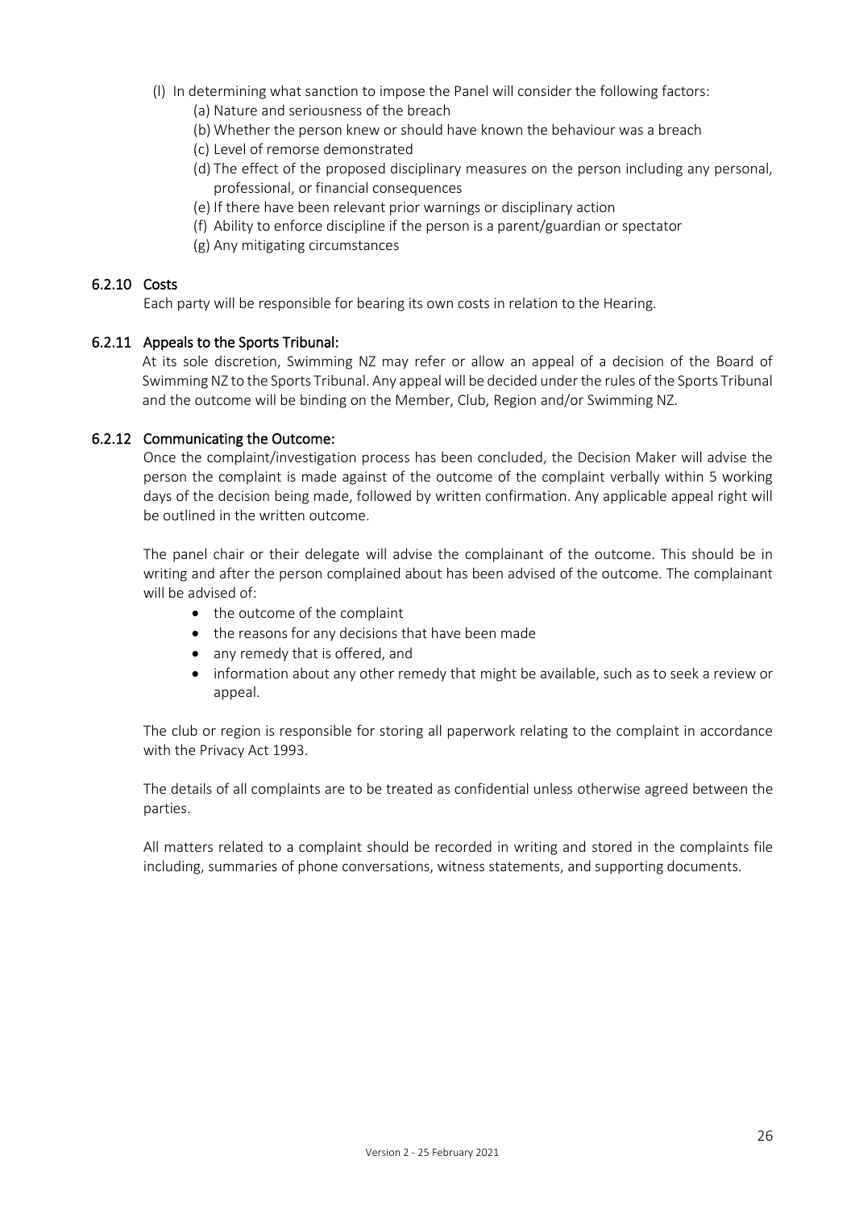(l) In determining what sanction to impose the Panel will consider the following factors:
   (a) Nature and seriousness of the breach
   (b) Whether the person knew or should have known the behaviour was a breach
   (c) Level of remorse demonstrated
   (d) The effect of the proposed disciplinary measures on the person including any personal, professional, or financial consequences
   (e) If there have been relevant prior warnings or disciplinary action
   (f) Ability to enforce discipline if the person is a parent/guardian or spectator
   (g) Any mitigating circumstances

### 6.2.10 Costs

Each party will be responsible for bearing its own costs in relation to the Hearing.

### 6.2.11 Appeals to the Sports Tribunal:

At its sole discretion, Swimming NZ may refer or allow an appeal of a decision of the Board of Swimming NZ to the Sports Tribunal. Any appeal will be decided under the rules of the Sports Tribunal and the outcome will be binding on the Member, Club, Region and/or Swimming NZ.

### 6.2.12 Communicating the Outcome:

Once the complaint/investigation process has been concluded, the Decision Maker will advise the person the complaint is made against of the outcome of the complaint verbally within 5 working days of the decision being made, followed by written confirmation. Any applicable appeal right will be outlined in the written outcome.

The panel chair or their delegate will advise the complainant of the outcome. This should be in writing and after the person complained about has been advised of the outcome. The complainant will be advised of:

- the outcome of the complaint
- the reasons for any decisions that have been made
- any remedy that is offered, and
- information about any other remedy that might be available, such as to seek a review or appeal.

The club or region is responsible for storing all paperwork relating to the complaint in accordance with the Privacy Act 1993.

The details of all complaints are to be treated as confidential unless otherwise agreed between the parties.

All matters related to a complaint should be recorded in writing and stored in the complaints file including, summaries of phone conversations, witness statements, and supporting documents.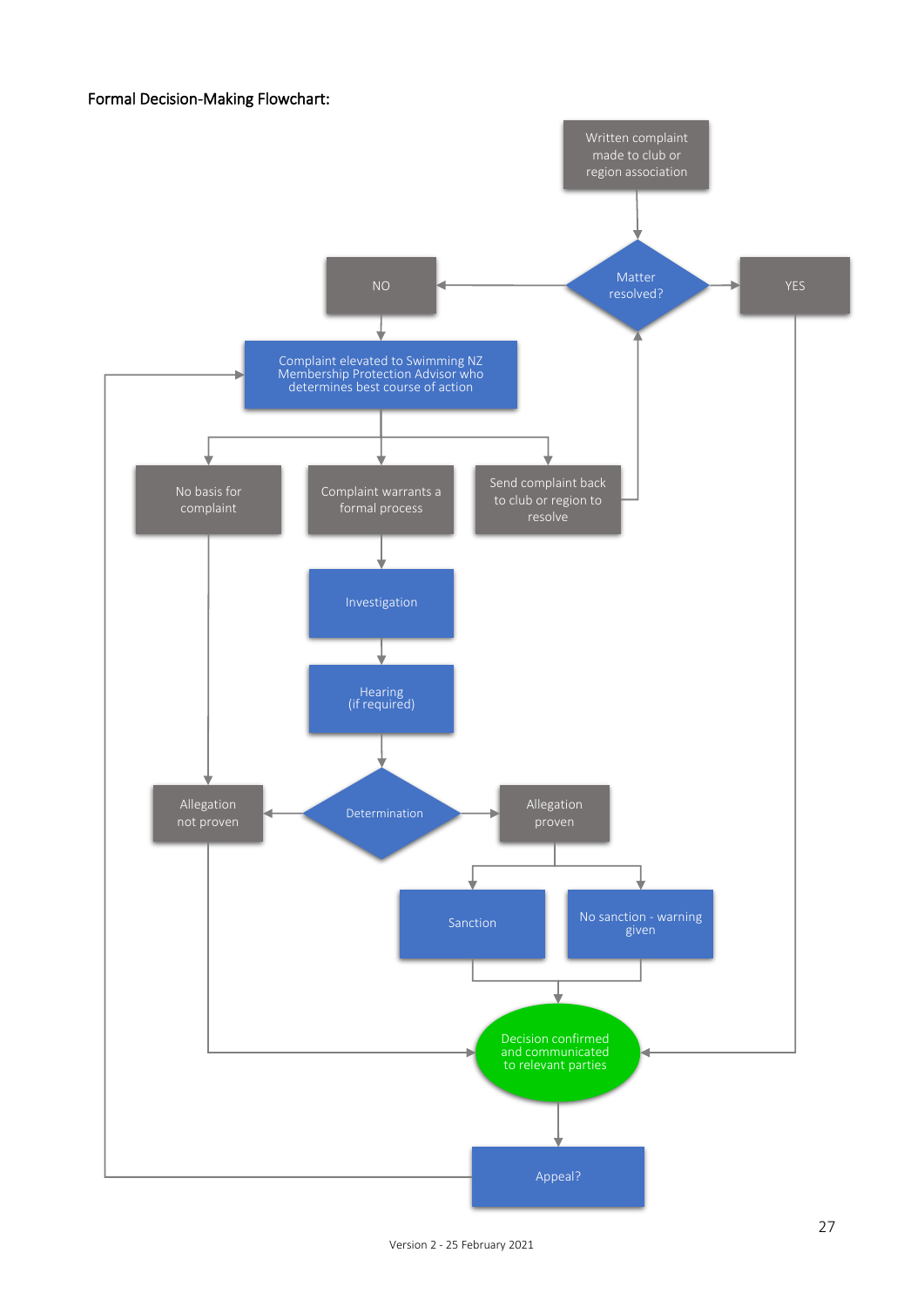Formal Decision-Making Flowchart:

- Written complaint made to club or region association
- Matter resolved?
  - YES → Decision confirmed and communicated to relevant parties
  - NO → Complaint elevated to Swimming NZ Membership Protection Advisor who determines best course of action
    - No basis for complaint → Allegation not proven → Decision confirmed and communicated to relevant parties
    - Complaint warrants a formal process → Investigation → Hearing (if required) → Determination
      - Allegation not proven → Decision confirmed and communicated to relevant parties
      - Allegation proven
        - Sanction → Decision confirmed and communicated to relevant parties
        - No sanction - warning given → Decision confirmed and communicated to relevant parties
    - Send complaint back to club or region to resolve → Matter resolved?
- Decision confirmed and communicated to relevant parties → Appeal? → Complaint elevated to Swimming NZ Membership Protection Advisor who determines best course of action

Version 2 - 25 February 2021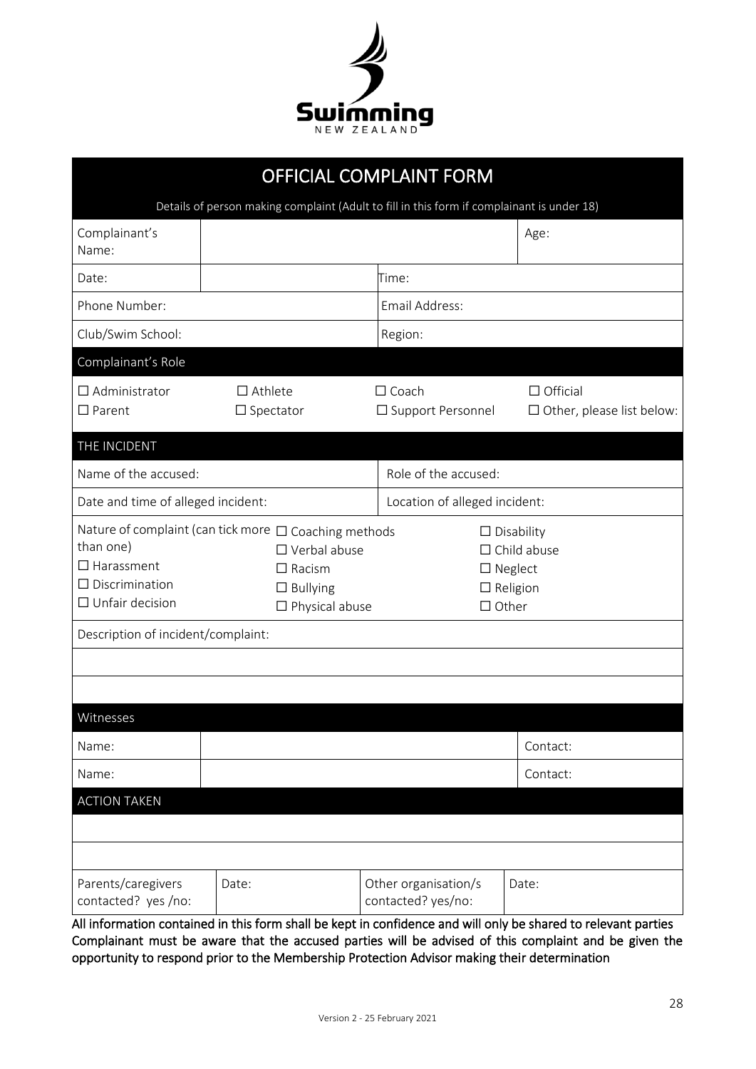# OFFICIAL COMPLAINT FORM

Details of person making complaint (Adult to fill in this form if complainant is under 18)

| | | | |
|---|---|---|---|
| Complainant's Name: | | | Age: |
| Date: | | Time: | |
| Phone Number: | | Email Address: | |
| Club/Swim School: | | Region: | |

## Complainant's Role

☐ Administrator
☐ Parent
☐ Athlete
☐ Spectator
☐ Coach
☐ Support Personnel
☐ Official
☐ Other, please list below:

## THE INCIDENT

| | |
|---|---|
| Name of the accused: | Role of the accused: |
| Date and time of alleged incident: | Location of alleged incident: |

Nature of complaint (can tick more than one)

☐ Harassment
☐ Discrimination
☐ Unfair decision
☐ Coaching methods
☐ Verbal abuse
☐ Racism
☐ Bullying
☐ Physical abuse
☐ Disability
☐ Child abuse
☐ Neglect
☐ Religion
☐ Other

Description of incident/complaint:

## Witnesses

| | | |
|---|---|---|
| Name: | | Contact: |
| Name: | | Contact: |

## ACTION TAKEN

| | | | |
|---|---|---|---|
| Parents/caregivers contacted? yes /no: | Date: | Other organisation/s contacted? yes/no: | Date: |

**All information contained in this form shall be kept in confidence and will only be shared to relevant parties**
**Complainant must be aware that the accused parties will be advised of this complaint and be given the opportunity to respond prior to the Membership Protection Advisor making their determination**

Version 2 - 25 February 2021